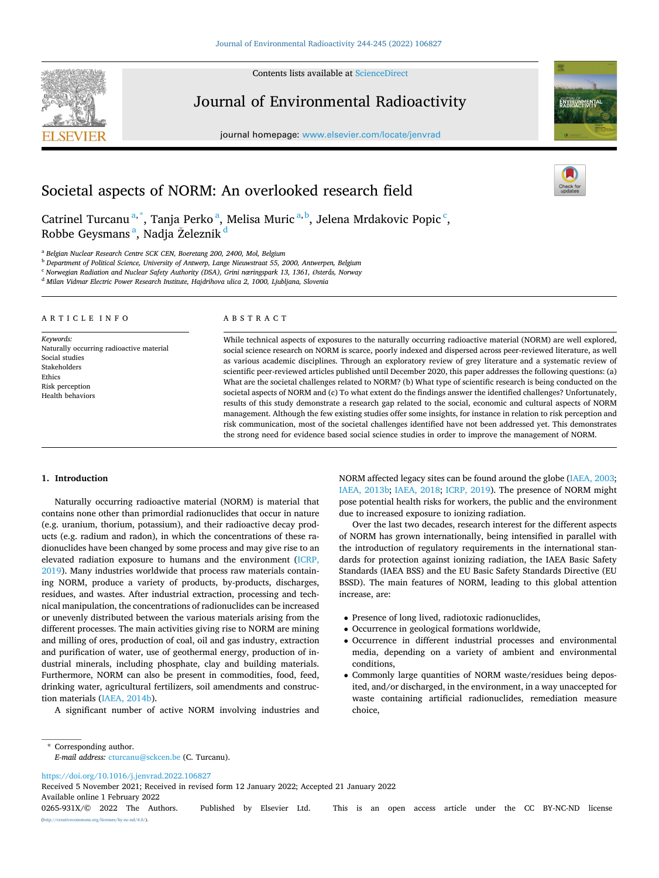# Societal aspects of NORM: An overlooked research field

Catrinel Turcanu [a,*], Tanja Perko [a], Melisa Muric [a,b], Jelena Mrdakovic Popic [c], Robbe Geysmans [a], Nadja Železnik [d]

[a] Belgian Nuclear Research Centre SCK CEN, Boeretang 200, 2400, Mol, Belgium
[b] Department of Political Science, University of Antwerp, Lange Nieuwstraat 55, 2000, Antwerpen, Belgium
[c] Norwegian Radiation and Nuclear Safety Authority (DSA), Grini næringspark 13, 1361, Østerås, Norway
[d] Milan Vidmar Electric Power Research Institute, Hajdrihova ulica 2, 1000, Ljubljana, Slovenia

## ARTICLE INFO

*Keywords:*
Naturally occurring radioactive material
Social studies
Stakeholders
Ethics
Risk perception
Health behaviors

## ABSTRACT

While technical aspects of exposures to the naturally occurring radioactive material (NORM) are well explored, social science research on NORM is scarce, poorly indexed and dispersed across peer-reviewed literature, as well as various academic disciplines. Through an exploratory review of grey literature and a systematic review of scientific peer-reviewed articles published until December 2020, this paper addresses the following questions: (a) What are the societal challenges related to NORM? (b) What type of scientific research is being conducted on the societal aspects of NORM and (c) To what extent do the findings answer the identified challenges? Unfortunately, results of this study demonstrate a research gap related to the social, economic and cultural aspects of NORM management. Although the few existing studies offer some insights, for instance in relation to risk perception and risk communication, most of the societal challenges identified have not been addressed yet. This demonstrates the strong need for evidence based social science studies in order to improve the management of NORM.

## 1. Introduction

Naturally occurring radioactive material (NORM) is material that contains none other than primordial radionuclides that occur in nature (e.g. uranium, thorium, potassium), and their radioactive decay products (e.g. radium and radon), in which the concentrations of these radionuclides have been changed by some process and may give rise to an elevated radiation exposure to humans and the environment (ICRP, 2019). Many industries worldwide that process raw materials containing NORM, produce a variety of products, by-products, discharges, residues, and wastes. After industrial extraction, processing and technical manipulation, the concentrations of radionuclides can be increased or unevenly distributed between the various materials arising from the different processes. The main activities giving rise to NORM are mining and milling of ores, production of coal, oil and gas industry, extraction and purification of water, use of geothermal energy, production of industrial minerals, including phosphate, clay and building materials. Furthermore, NORM can also be present in commodities, food, feed, drinking water, agricultural fertilizers, soil amendments and construction materials (IAEA, 2014b).

A significant number of active NORM involving industries and NORM affected legacy sites can be found around the globe (IAEA, 2003; IAEA, 2013b; IAEA, 2018; ICRP, 2019). The presence of NORM might pose potential health risks for workers, the public and the environment due to increased exposure to ionizing radiation.

Over the last two decades, research interest for the different aspects of NORM has grown internationally, being intensified in parallel with the introduction of regulatory requirements in the international standards for protection against ionizing radiation, the IAEA Basic Safety Standards (IAEA BSS) and the EU Basic Safety Standards Directive (EU BSSD). The main features of NORM, leading to this global attention increase, are:

- Presence of long lived, radiotoxic radionuclides,
- Occurrence in geological formations worldwide,
- Occurrence in different industrial processes and environmental media, depending on a variety of ambient and environmental conditions,
- Commonly large quantities of NORM waste/residues being deposited, and/or discharged, in the environment, in a way unaccepted for waste containing artificial radionuclides, remediation measure choice,

\* Corresponding author.
*E-mail address:* cturcanu@sckcen.be (C. Turcanu).

https://doi.org/10.1016/j.jenvrad.2022.106827
Received 5 November 2021; Received in revised form 12 January 2022; Accepted 21 January 2022
Available online 1 February 2022
0265-931X/© 2022 The Authors. Published by Elsevier Ltd. This is an open access article under the CC BY-NC-ND license (http://creativecommons.org/licenses/by-nc-nd/4.0/).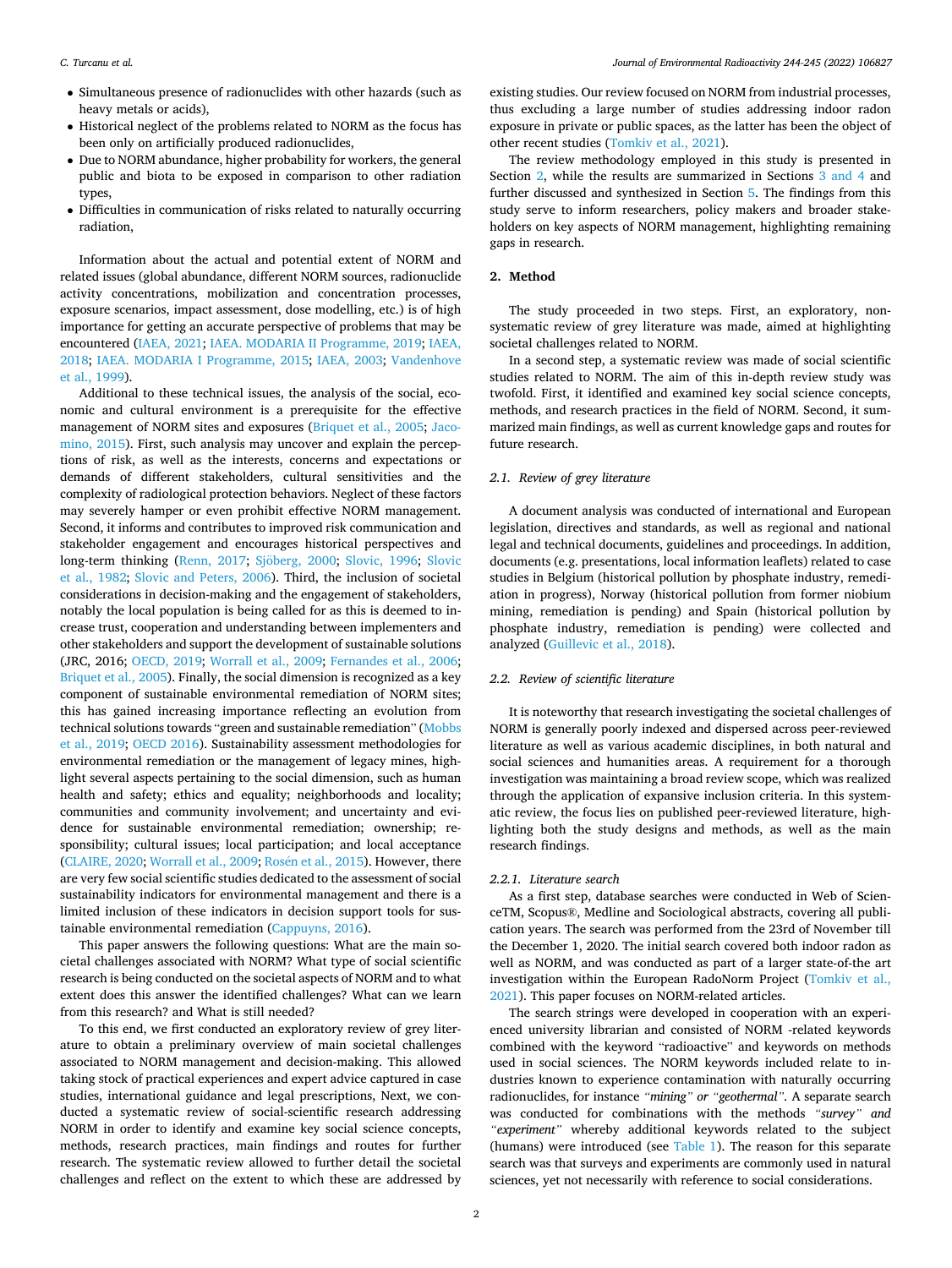- Simultaneous presence of radionuclides with other hazards (such as heavy metals or acids),
- Historical neglect of the problems related to NORM as the focus has been only on artificially produced radionuclides,
- Due to NORM abundance, higher probability for workers, the general public and biota to be exposed in comparison to other radiation types,
- Difficulties in communication of risks related to naturally occurring radiation,

Information about the actual and potential extent of NORM and related issues (global abundance, different NORM sources, radionuclide activity concentrations, mobilization and concentration processes, exposure scenarios, impact assessment, dose modelling, etc.) is of high importance for getting an accurate perspective of problems that may be encountered (IAEA, 2021; IAEA. MODARIA II Programme, 2019; IAEA, 2018; IAEA. MODARIA I Programme, 2015; IAEA, 2003; Vandenhove et al., 1999).

Additional to these technical issues, the analysis of the social, economic and cultural environment is a prerequisite for the effective management of NORM sites and exposures (Briquet et al., 2005; Jacomino, 2015). First, such analysis may uncover and explain the perceptions of risk, as well as the interests, concerns and expectations or demands of different stakeholders, cultural sensitivities and the complexity of radiological protection behaviors. Neglect of these factors may severely hamper or even prohibit effective NORM management. Second, it informs and contributes to improved risk communication and stakeholder engagement and encourages historical perspectives and long-term thinking (Renn, 2017; Sjöberg, 2000; Slovic, 1996; Slovic et al., 1982; Slovic and Peters, 2006). Third, the inclusion of societal considerations in decision-making and the engagement of stakeholders, notably the local population is being called for as this is deemed to increase trust, cooperation and understanding between implementers and other stakeholders and support the development of sustainable solutions (JRC, 2016; OECD, 2019; Worrall et al., 2009; Fernandes et al., 2006; Briquet et al., 2005). Finally, the social dimension is recognized as a key component of sustainable environmental remediation of NORM sites; this has gained increasing importance reflecting an evolution from technical solutions towards "green and sustainable remediation" (Mobbs et al., 2019; OECD 2016). Sustainability assessment methodologies for environmental remediation or the management of legacy mines, highlight several aspects pertaining to the social dimension, such as human health and safety; ethics and equality; neighborhoods and locality; communities and community involvement; and uncertainty and evidence for sustainable environmental remediation; ownership; responsibility; cultural issues; local participation; and local acceptance (CLAIRE, 2020; Worrall et al., 2009; Rosén et al., 2015). However, there are very few social scientific studies dedicated to the assessment of social sustainability indicators for environmental management and there is a limited inclusion of these indicators in decision support tools for sustainable environmental remediation (Cappuyns, 2016).

This paper answers the following questions: What are the main societal challenges associated with NORM? What type of social scientific research is being conducted on the societal aspects of NORM and to what extent does this answer the identified challenges? What can we learn from this research? and What is still needed?

To this end, we first conducted an exploratory review of grey literature to obtain a preliminary overview of main societal challenges associated to NORM management and decision-making. This allowed taking stock of practical experiences and expert advice captured in case studies, international guidance and legal prescriptions, Next, we conducted a systematic review of social-scientific research addressing NORM in order to identify and examine key social science concepts, methods, research practices, main findings and routes for further research. The systematic review allowed to further detail the societal challenges and reflect on the extent to which these are addressed by existing studies. Our review focused on NORM from industrial processes, thus excluding a large number of studies addressing indoor radon exposure in private or public spaces, as the latter has been the object of other recent studies (Tomkiv et al., 2021).

The review methodology employed in this study is presented in Section 2, while the results are summarized in Sections 3 and 4 and further discussed and synthesized in Section 5. The findings from this study serve to inform researchers, policy makers and broader stakeholders on key aspects of NORM management, highlighting remaining gaps in research.

## 2. Method

The study proceeded in two steps. First, an exploratory, non-systematic review of grey literature was made, aimed at highlighting societal challenges related to NORM.

In a second step, a systematic review was made of social scientific studies related to NORM. The aim of this in-depth review study was twofold. First, it identified and examined key social science concepts, methods, and research practices in the field of NORM. Second, it summarized main findings, as well as current knowledge gaps and routes for future research.

### 2.1. Review of grey literature

A document analysis was conducted of international and European legislation, directives and standards, as well as regional and national legal and technical documents, guidelines and proceedings. In addition, documents (e.g. presentations, local information leaflets) related to case studies in Belgium (historical pollution by phosphate industry, remediation in progress), Norway (historical pollution from former niobium mining, remediation is pending) and Spain (historical pollution by phosphate industry, remediation is pending) were collected and analyzed (Guillevic et al., 2018).

### 2.2. Review of scientific literature

It is noteworthy that research investigating the societal challenges of NORM is generally poorly indexed and dispersed across peer-reviewed literature as well as various academic disciplines, in both natural and social sciences and humanities areas. A requirement for a thorough investigation was maintaining a broad review scope, which was realized through the application of expansive inclusion criteria. In this systematic review, the focus lies on published peer-reviewed literature, highlighting both the study designs and methods, as well as the main research findings.

#### 2.2.1. Literature search

As a first step, database searches were conducted in Web of ScienceTM, Scopus®, Medline and Sociological abstracts, covering all publication years. The search was performed from the 23rd of November till the December 1, 2020. The initial search covered both indoor radon as well as NORM, and was conducted as part of a larger state-of-the art investigation within the European RadoNorm Project (Tomkiv et al., 2021). This paper focuses on NORM-related articles.

The search strings were developed in cooperation with an experienced university librarian and consisted of NORM -related keywords combined with the keyword "radioactive" and keywords on methods used in social sciences. The NORM keywords included relate to industries known to experience contamination with naturally occurring radionuclides, for instance *"mining" or "geothermal"*. A separate search was conducted for combinations with the methods *"survey" and "experiment"* whereby additional keywords related to the subject (humans) were introduced (see Table 1). The reason for this separate search was that surveys and experiments are commonly used in natural sciences, yet not necessarily with reference to social considerations.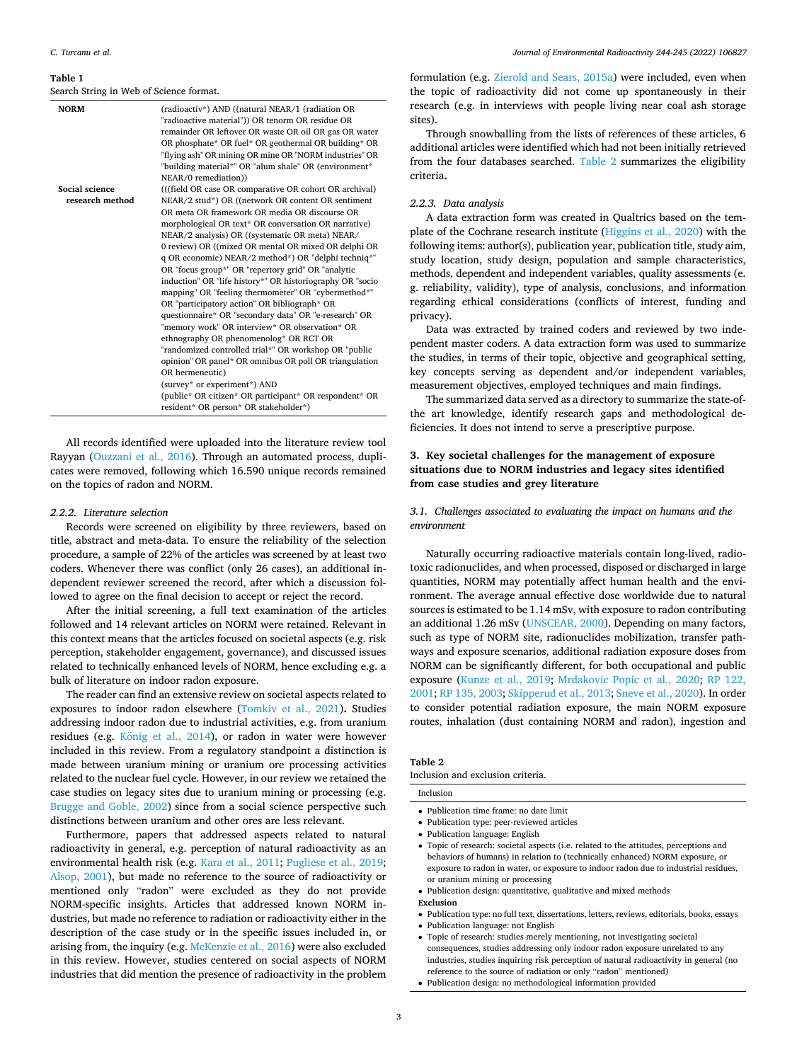**Table 1**
Search String in Web of Science format.

| | |
|---|---|
| **NORM** | (radioactiv*) AND ((natural NEAR/1 (radiation OR "radioactive material")) OR tenorm OR residue OR remainder OR leftover OR waste OR oil OR gas OR water OR phosphate* OR fuel* OR geothermal OR building* OR "flying ash" OR mining OR mine OR "NORM industries" OR "building material*" OR "alum shale" OR (environment* NEAR/0 remediation)) |
| **Social science research method** | (((field OR case OR comparative OR cohort OR archival) NEAR/2 stud*) OR ((network OR content OR sentiment OR meta OR framework OR media OR discourse OR morphological OR text* OR conversation OR narrative) NEAR/2 analysis) OR ((systematic OR meta) NEAR/0 review) OR ((mixed OR mental OR mixed OR delphi OR q OR economic) NEAR/2 method*) OR "delphi techniq*" OR "focus group*" OR "repertory grid" OR "analytic induction" OR "life history*" OR historiography OR "socio mapping" OR "feeling thermometer" OR "cybermethod*" OR "participatory action" OR bibliograph* OR questionnaire* OR "secondary data" OR "e-research" OR "memory work" OR interview* OR observation* OR ethnography OR phenomenolog* OR RCT OR "randomized controlled trial*" OR workshop OR "public opinion" OR panel* OR omnibus OR poll OR triangulation OR hermeneutic) (survey* or experiment*) AND (public* OR citizen* OR participant* OR respondent* OR resident* OR person* OR stakeholder*) |

All records identified were uploaded into the literature review tool Rayyan (Ouzzani et al., 2016). Through an automated process, duplicates were removed, following which 16.590 unique records remained on the topics of radon and NORM.

#### 2.2.2. Literature selection

Records were screened on eligibility by three reviewers, based on title, abstract and meta-data. To ensure the reliability of the selection procedure, a sample of 22% of the articles was screened by at least two coders. Whenever there was conflict (only 26 cases), an additional independent reviewer screened the record, after which a discussion followed to agree on the final decision to accept or reject the record.

After the initial screening, a full text examination of the articles followed and 14 relevant articles on NORM were retained. Relevant in this context means that the articles focused on societal aspects (e.g. risk perception, stakeholder engagement, governance), and discussed issues related to technically enhanced levels of NORM, hence excluding e.g. a bulk of literature on indoor radon exposure.

The reader can find an extensive review on societal aspects related to exposures to indoor radon elsewhere (Tomkiv et al., 2021). Studies addressing indoor radon due to industrial activities, e.g. from uranium residues (e.g. König et al., 2014), or radon in water were however included in this review. From a regulatory standpoint a distinction is made between uranium mining or uranium ore processing activities related to the nuclear fuel cycle. However, in our review we retained the case studies on legacy sites due to uranium mining or processing (e.g. Brugge and Goble, 2002) since from a social science perspective such distinctions between uranium and other ores are less relevant.

Furthermore, papers that addressed aspects related to natural radioactivity in general, e.g. perception of natural radioactivity as an environmental health risk (e.g. Kara et al., 2011; Pugliese et al., 2019; Alsop, 2001), but made no reference to the source of radioactivity or mentioned only "radon" were excluded as they do not provide NORM-specific insights. Articles that addressed known NORM industries, but made no reference to radiation or radioactivity either in the description of the case study or in the specific issues included in, or arising from, the inquiry (e.g. McKenzie et al., 2016) were also excluded in this review. However, studies centered on social aspects of NORM industries that did mention the presence of radioactivity in the problem formulation (e.g. Zierold and Sears, 2015a) were included, even when the topic of radioactivity did not come up spontaneously in their research (e.g. in interviews with people living near coal ash storage sites).

Through snowballing from the lists of references of these articles, 6 additional articles were identified which had not been initially retrieved from the four databases searched. Table 2 summarizes the eligibility criteria**.**

#### 2.2.3. Data analysis

A data extraction form was created in Qualtrics based on the template of the Cochrane research institute (Higgins et al., 2020) with the following items: author(s), publication year, publication title, study aim, study location, study design, population and sample characteristics, methods, dependent and independent variables, quality assessments (e.g. reliability, validity), type of analysis, conclusions, and information regarding ethical considerations (conflicts of interest, funding and privacy).

Data was extracted by trained coders and reviewed by two independent master coders. A data extraction form was used to summarize the studies, in terms of their topic, objective and geographical setting, key concepts serving as dependent and/or independent variables, measurement objectives, employed techniques and main findings.

The summarized data served as a directory to summarize the state-of-the art knowledge, identify research gaps and methodological deficiencies. It does not intend to serve a prescriptive purpose.

## 3. Key societal challenges for the management of exposure situations due to NORM industries and legacy sites identified from case studies and grey literature

### 3.1. Challenges associated to evaluating the impact on humans and the environment

Naturally occurring radioactive materials contain long-lived, radiotoxic radionuclides, and when processed, disposed or discharged in large quantities, NORM may potentially affect human health and the environment. The average annual effective dose worldwide due to natural sources is estimated to be 1.14 mSv, with exposure to radon contributing an additional 1.26 mSv (UNSCEAR, 2000). Depending on many factors, such as type of NORM site, radionuclides mobilization, transfer pathways and exposure scenarios, additional radiation exposure doses from NORM can be significantly different, for both occupational and public exposure (Kunze et al., 2019; Mrdakovic Popic et al., 2020; RP 122, 2001; RP 135, 2003; Skipperud et al., 2013; Sneve et al., 2020). In order to consider potential radiation exposure, the main NORM exposure routes, inhalation (dust containing NORM and radon), ingestion and

**Table 2**
Inclusion and exclusion criteria.

| Inclusion |
|---|
| • Publication time frame: no date limit |
| • Publication type: peer-reviewed articles |
| • Publication language: English |
| • Topic of research: societal aspects (i.e. related to the attitudes, perceptions and behaviors of humans) in relation to (technically enhanced) NORM exposure, or exposure to radon in water, or exposure to indoor radon due to industrial residues, or uranium mining or processing |
| • Publication design: quantitative, qualitative and mixed methods |
| **Exclusion** |
| • Publication type: no full text, dissertations, letters, reviews, editorials, books, essays |
| • Publication language: not English |
| • Topic of research: studies merely mentioning, not investigating societal consequences, studies addressing only indoor radon exposure unrelated to any industries, studies inquiring risk perception of natural radioactivity in general (no reference to the source of radiation or only "radon" mentioned) |
| • Publication design: no methodological information provided |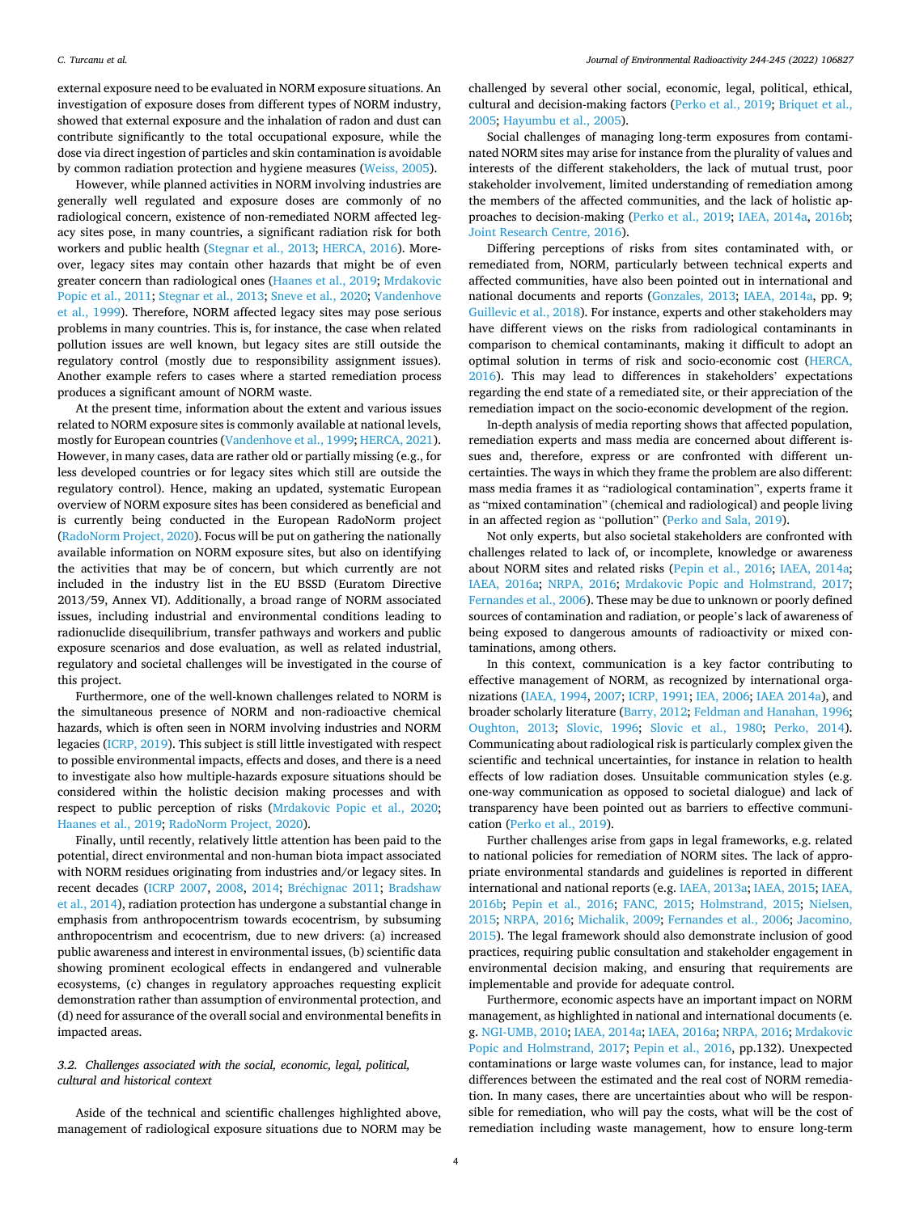external exposure need to be evaluated in NORM exposure situations. An investigation of exposure doses from different types of NORM industry, showed that external exposure and the inhalation of radon and dust can contribute significantly to the total occupational exposure, while the dose via direct ingestion of particles and skin contamination is avoidable by common radiation protection and hygiene measures (Weiss, 2005).

However, while planned activities in NORM involving industries are generally well regulated and exposure doses are commonly of no radiological concern, existence of non-remediated NORM affected legacy sites pose, in many countries, a significant radiation risk for both workers and public health (Stegnar et al., 2013; HERCA, 2016). Moreover, legacy sites may contain other hazards that might be of even greater concern than radiological ones (Haanes et al., 2019; Mrdakovic Popic et al., 2011; Stegnar et al., 2013; Sneve et al., 2020; Vandenhove et al., 1999). Therefore, NORM affected legacy sites may pose serious problems in many countries. This is, for instance, the case when related pollution issues are well known, but legacy sites are still outside the regulatory control (mostly due to responsibility assignment issues). Another example refers to cases where a started remediation process produces a significant amount of NORM waste.

At the present time, information about the extent and various issues related to NORM exposure sites is commonly available at national levels, mostly for European countries (Vandenhove et al., 1999; HERCA, 2021). However, in many cases, data are rather old or partially missing (e.g., for less developed countries or for legacy sites which still are outside the regulatory control). Hence, making an updated, systematic European overview of NORM exposure sites has been considered as beneficial and is currently being conducted in the European RadoNorm project (RadoNorm Project, 2020). Focus will be put on gathering the nationally available information on NORM exposure sites, but also on identifying the activities that may be of concern, but which currently are not included in the industry list in the EU BSSD (Euratom Directive 2013/59, Annex VI). Additionally, a broad range of NORM associated issues, including industrial and environmental conditions leading to radionuclide disequilibrium, transfer pathways and workers and public exposure scenarios and dose evaluation, as well as related industrial, regulatory and societal challenges will be investigated in the course of this project.

Furthermore, one of the well-known challenges related to NORM is the simultaneous presence of NORM and non-radioactive chemical hazards, which is often seen in NORM involving industries and NORM legacies (ICRP, 2019). This subject is still little investigated with respect to possible environmental impacts, effects and doses, and there is a need to investigate also how multiple-hazards exposure situations should be considered within the holistic decision making processes and with respect to public perception of risks (Mrdakovic Popic et al., 2020; Haanes et al., 2019; RadoNorm Project, 2020).

Finally, until recently, relatively little attention has been paid to the potential, direct environmental and non-human biota impact associated with NORM residues originating from industries and/or legacy sites. In recent decades (ICRP 2007, 2008, 2014; Bréchignac 2011; Bradshaw et al., 2014), radiation protection has undergone a substantial change in emphasis from anthropocentrism towards ecocentrism, by subsuming anthropocentrism and ecocentrism, due to new drivers: (a) increased public awareness and interest in environmental issues, (b) scientific data showing prominent ecological effects in endangered and vulnerable ecosystems, (c) changes in regulatory approaches requesting explicit demonstration rather than assumption of environmental protection, and (d) need for assurance of the overall social and environmental benefits in impacted areas.

### 3.2. Challenges associated with the social, economic, legal, political, cultural and historical context

Aside of the technical and scientific challenges highlighted above, management of radiological exposure situations due to NORM may be challenged by several other social, economic, legal, political, ethical, cultural and decision-making factors (Perko et al., 2019; Briquet et al., 2005; Hayumbu et al., 2005).

Social challenges of managing long-term exposures from contaminated NORM sites may arise for instance from the plurality of values and interests of the different stakeholders, the lack of mutual trust, poor stakeholder involvement, limited understanding of remediation among the members of the affected communities, and the lack of holistic approaches to decision-making (Perko et al., 2019; IAEA, 2014a, 2016b; Joint Research Centre, 2016).

Differing perceptions of risks from sites contaminated with, or remediated from, NORM, particularly between technical experts and affected communities, have also been pointed out in international and national documents and reports (Gonzales, 2013; IAEA, 2014a, pp. 9; Guillevic et al., 2018). For instance, experts and other stakeholders may have different views on the risks from radiological contaminants in comparison to chemical contaminants, making it difficult to adopt an optimal solution in terms of risk and socio-economic cost (HERCA, 2016). This may lead to differences in stakeholders' expectations regarding the end state of a remediated site, or their appreciation of the remediation impact on the socio-economic development of the region.

In-depth analysis of media reporting shows that affected population, remediation experts and mass media are concerned about different issues and, therefore, express or are confronted with different uncertainties. The ways in which they frame the problem are also different: mass media frames it as "radiological contamination", experts frame it as "mixed contamination" (chemical and radiological) and people living in an affected region as "pollution" (Perko and Sala, 2019).

Not only experts, but also societal stakeholders are confronted with challenges related to lack of, or incomplete, knowledge or awareness about NORM sites and related risks (Pepin et al., 2016; IAEA, 2014a; IAEA, 2016a; NRPA, 2016; Mrdakovic Popic and Holmstrand, 2017; Fernandes et al., 2006). These may be due to unknown or poorly defined sources of contamination and radiation, or people's lack of awareness of being exposed to dangerous amounts of radioactivity or mixed contaminations, among others.

In this context, communication is a key factor contributing to effective management of NORM, as recognized by international organizations (IAEA, 1994, 2007; ICRP, 1991; IEA, 2006; IAEA 2014a), and broader scholarly literature (Barry, 2012; Feldman and Hanahan, 1996; Oughton, 2013; Slovic, 1996; Slovic et al., 1980; Perko, 2014). Communicating about radiological risk is particularly complex given the scientific and technical uncertainties, for instance in relation to health effects of low radiation doses. Unsuitable communication styles (e.g. one-way communication as opposed to societal dialogue) and lack of transparency have been pointed out as barriers to effective communication (Perko et al., 2019).

Further challenges arise from gaps in legal frameworks, e.g. related to national policies for remediation of NORM sites. The lack of appropriate environmental standards and guidelines is reported in different international and national reports (e.g. IAEA, 2013a; IAEA, 2015; IAEA, 2016b; Pepin et al., 2016; FANC, 2015; Holmstrand, 2015; Nielsen, 2015; NRPA, 2016; Michalik, 2009; Fernandes et al., 2006; Jacomino, 2015). The legal framework should also demonstrate inclusion of good practices, requiring public consultation and stakeholder engagement in environmental decision making, and ensuring that requirements are implementable and provide for adequate control.

Furthermore, economic aspects have an important impact on NORM management, as highlighted in national and international documents (e.g. NGI-UMB, 2010; IAEA, 2014a; IAEA, 2016a; NRPA, 2016; Mrdakovic Popic and Holmstrand, 2017; Pepin et al., 2016, pp.132). Unexpected contaminations or large waste volumes can, for instance, lead to major differences between the estimated and the real cost of NORM remediation. In many cases, there are uncertainties about who will be responsible for remediation, who will pay the costs, what will be the cost of remediation including waste management, how to ensure long-term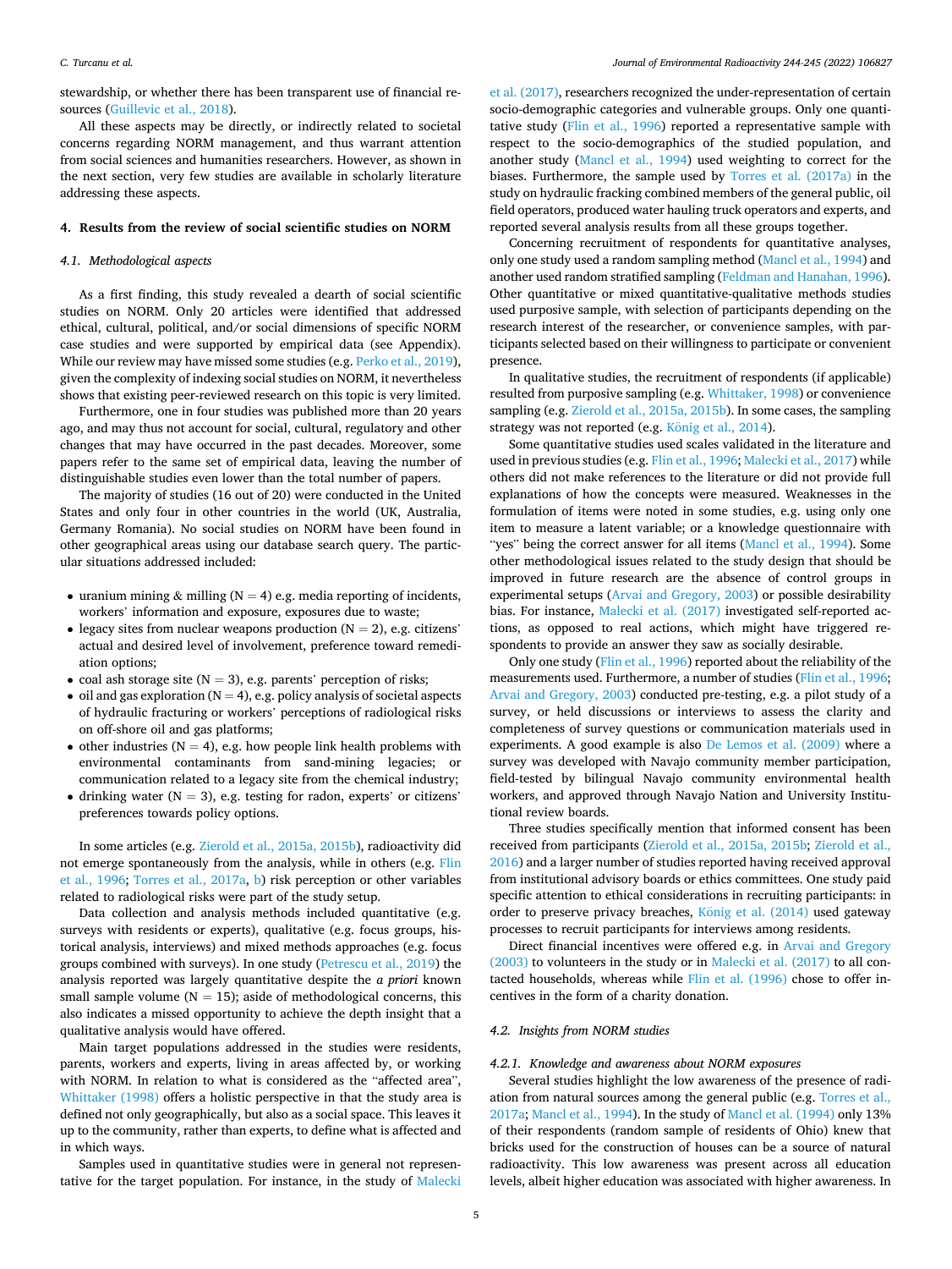stewardship, or whether there has been transparent use of financial resources (Guillevic et al., 2018).

All these aspects may be directly, or indirectly related to societal concerns regarding NORM management, and thus warrant attention from social sciences and humanities researchers. However, as shown in the next section, very few studies are available in scholarly literature addressing these aspects.

## 4. Results from the review of social scientific studies on NORM

### 4.1. Methodological aspects

As a first finding, this study revealed a dearth of social scientific studies on NORM. Only 20 articles were identified that addressed ethical, cultural, political, and/or social dimensions of specific NORM case studies and were supported by empirical data (see Appendix). While our review may have missed some studies (e.g. Perko et al., 2019), given the complexity of indexing social studies on NORM, it nevertheless shows that existing peer-reviewed research on this topic is very limited.

Furthermore, one in four studies was published more than 20 years ago, and may thus not account for social, cultural, regulatory and other changes that may have occurred in the past decades. Moreover, some papers refer to the same set of empirical data, leaving the number of distinguishable studies even lower than the total number of papers.

The majority of studies (16 out of 20) were conducted in the United States and only four in other countries in the world (UK, Australia, Germany Romania). No social studies on NORM have been found in other geographical areas using our database search query. The particular situations addressed included:

- uranium mining & milling (N = 4) e.g. media reporting of incidents, workers' information and exposure, exposures due to waste;
- legacy sites from nuclear weapons production (N = 2), e.g. citizens' actual and desired level of involvement, preference toward remediation options;
- coal ash storage site (N = 3), e.g. parents' perception of risks;
- oil and gas exploration (N = 4), e.g. policy analysis of societal aspects of hydraulic fracturing or workers' perceptions of radiological risks on off-shore oil and gas platforms;
- other industries (N = 4), e.g. how people link health problems with environmental contaminants from sand-mining legacies; or communication related to a legacy site from the chemical industry;
- drinking water (N = 3), e.g. testing for radon, experts' or citizens' preferences towards policy options.

In some articles (e.g. Zierold et al., 2015a, 2015b), radioactivity did not emerge spontaneously from the analysis, while in others (e.g. Flin et al., 1996; Torres et al., 2017a, b) risk perception or other variables related to radiological risks were part of the study setup.

Data collection and analysis methods included quantitative (e.g. surveys with residents or experts), qualitative (e.g. focus groups, historical analysis, interviews) and mixed methods approaches (e.g. focus groups combined with surveys). In one study (Petrescu et al., 2019) the analysis reported was largely quantitative despite the *a priori* known small sample volume (N = 15); aside of methodological concerns, this also indicates a missed opportunity to achieve the depth insight that a qualitative analysis would have offered.

Main target populations addressed in the studies were residents, parents, workers and experts, living in areas affected by, or working with NORM. In relation to what is considered as the "affected area", Whittaker (1998) offers a holistic perspective in that the study area is defined not only geographically, but also as a social space. This leaves it up to the community, rather than experts, to define what is affected and in which ways.

Samples used in quantitative studies were in general not representative for the target population. For instance, in the study of Malecki et al. (2017), researchers recognized the under-representation of certain socio-demographic categories and vulnerable groups. Only one quantitative study (Flin et al., 1996) reported a representative sample with respect to the socio-demographics of the studied population, and another study (Mancl et al., 1994) used weighting to correct for the biases. Furthermore, the sample used by Torres et al. (2017a) in the study on hydraulic fracking combined members of the general public, oil field operators, produced water hauling truck operators and experts, and reported several analysis results from all these groups together.

Concerning recruitment of respondents for quantitative analyses, only one study used a random sampling method (Mancl et al., 1994) and another used random stratified sampling (Feldman and Hanahan, 1996). Other quantitative or mixed quantitative-qualitative methods studies used purposive sample, with selection of participants depending on the research interest of the researcher, or convenience samples, with participants selected based on their willingness to participate or convenient presence.

In qualitative studies, the recruitment of respondents (if applicable) resulted from purposive sampling (e.g. Whittaker, 1998) or convenience sampling (e.g. Zierold et al., 2015a, 2015b). In some cases, the sampling strategy was not reported (e.g. König et al., 2014).

Some quantitative studies used scales validated in the literature and used in previous studies (e.g. Flin et al., 1996; Malecki et al., 2017) while others did not make references to the literature or did not provide full explanations of how the concepts were measured. Weaknesses in the formulation of items were noted in some studies, e.g. using only one item to measure a latent variable; or a knowledge questionnaire with "yes" being the correct answer for all items (Mancl et al., 1994). Some other methodological issues related to the study design that should be improved in future research are the absence of control groups in experimental setups (Arvai and Gregory, 2003) or possible desirability bias. For instance, Malecki et al. (2017) investigated self-reported actions, as opposed to real actions, which might have triggered respondents to provide an answer they saw as socially desirable.

Only one study (Flin et al., 1996) reported about the reliability of the measurements used. Furthermore, a number of studies (Flin et al., 1996; Arvai and Gregory, 2003) conducted pre-testing, e.g. a pilot study of a survey, or held discussions or interviews to assess the clarity and completeness of survey questions or communication materials used in experiments. A good example is also De Lemos et al. (2009) where a survey was developed with Navajo community member participation, field-tested by bilingual Navajo community environmental health workers, and approved through Navajo Nation and University Institutional review boards.

Three studies specifically mention that informed consent has been received from participants (Zierold et al., 2015a, 2015b; Zierold et al., 2016) and a larger number of studies reported having received approval from institutional advisory boards or ethics committees. One study paid specific attention to ethical considerations in recruiting participants: in order to preserve privacy breaches, König et al. (2014) used gateway processes to recruit participants for interviews among residents.

Direct financial incentives were offered e.g. in Arvai and Gregory (2003) to volunteers in the study or in Malecki et al. (2017) to all contacted households, whereas while Flin et al. (1996) chose to offer incentives in the form of a charity donation.

### 4.2. Insights from NORM studies

#### 4.2.1. Knowledge and awareness about NORM exposures

Several studies highlight the low awareness of the presence of radiation from natural sources among the general public (e.g. Torres et al., 2017a; Mancl et al., 1994). In the study of Mancl et al. (1994) only 13% of their respondents (random sample of residents of Ohio) knew that bricks used for the construction of houses can be a source of natural radioactivity. This low awareness was present across all education levels, albeit higher education was associated with higher awareness. In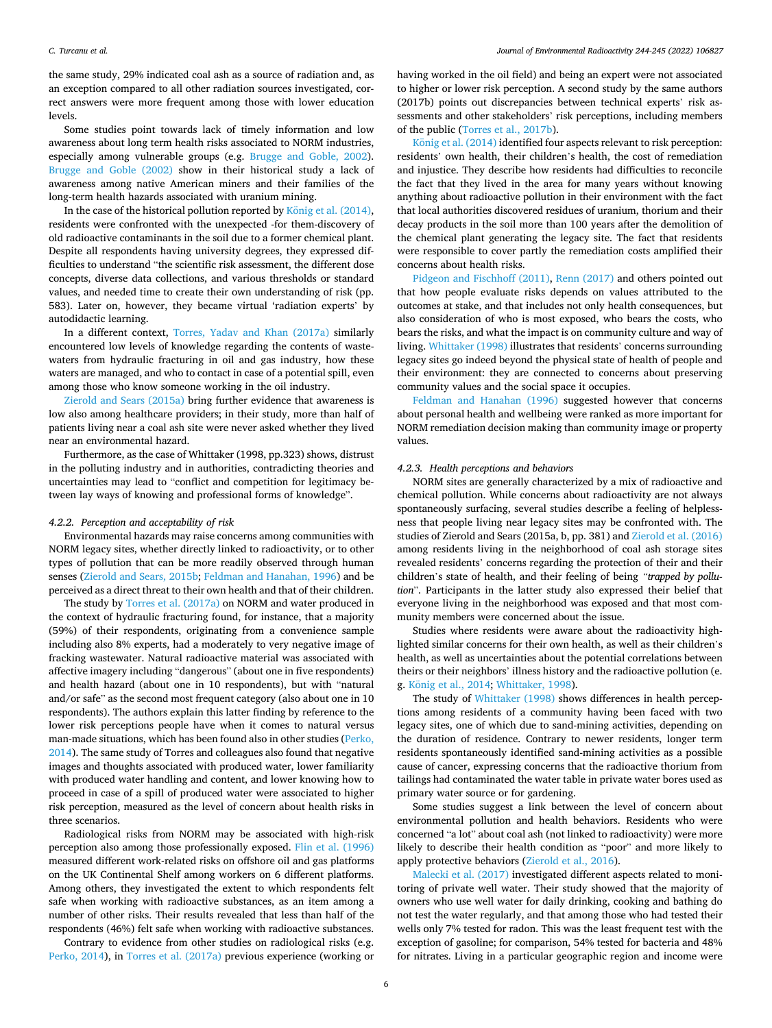the same study, 29% indicated coal ash as a source of radiation and, as an exception compared to all other radiation sources investigated, correct answers were more frequent among those with lower education levels.

Some studies point towards lack of timely information and low awareness about long term health risks associated to NORM industries, especially among vulnerable groups (e.g. Brugge and Goble, 2002). Brugge and Goble (2002) show in their historical study a lack of awareness among native American miners and their families of the long-term health hazards associated with uranium mining.

In the case of the historical pollution reported by König et al. (2014), residents were confronted with the unexpected -for them-discovery of old radioactive contaminants in the soil due to a former chemical plant. Despite all respondents having university degrees, they expressed difficulties to understand "the scientific risk assessment, the different dose concepts, diverse data collections, and various thresholds or standard values, and needed time to create their own understanding of risk (pp. 583). Later on, however, they became virtual 'radiation experts' by autodidactic learning.

In a different context, Torres, Yadav and Khan (2017a) similarly encountered low levels of knowledge regarding the contents of wastewaters from hydraulic fracturing in oil and gas industry, how these waters are managed, and who to contact in case of a potential spill, even among those who know someone working in the oil industry.

Zierold and Sears (2015a) bring further evidence that awareness is low also among healthcare providers; in their study, more than half of patients living near a coal ash site were never asked whether they lived near an environmental hazard.

Furthermore, as the case of Whittaker (1998, pp.323) shows, distrust in the polluting industry and in authorities, contradicting theories and uncertainties may lead to "conflict and competition for legitimacy between lay ways of knowing and professional forms of knowledge".

#### 4.2.2. Perception and acceptability of risk

Environmental hazards may raise concerns among communities with NORM legacy sites, whether directly linked to radioactivity, or to other types of pollution that can be more readily observed through human senses (Zierold and Sears, 2015b; Feldman and Hanahan, 1996) and be perceived as a direct threat to their own health and that of their children.

The study by Torres et al. (2017a) on NORM and water produced in the context of hydraulic fracturing found, for instance, that a majority (59%) of their respondents, originating from a convenience sample including also 8% experts, had a moderately to very negative image of fracking wastewater. Natural radioactive material was associated with affective imagery including "dangerous" (about one in five respondents) and health hazard (about one in 10 respondents), but with "natural and/or safe" as the second most frequent category (also about one in 10 respondents). The authors explain this latter finding by reference to the lower risk perceptions people have when it comes to natural versus man-made situations, which has been found also in other studies (Perko, 2014). The same study of Torres and colleagues also found that negative images and thoughts associated with produced water, lower familiarity with produced water handling and content, and lower knowing how to proceed in case of a spill of produced water were associated to higher risk perception, measured as the level of concern about health risks in three scenarios.

Radiological risks from NORM may be associated with high-risk perception also among those professionally exposed. Flin et al. (1996) measured different work-related risks on offshore oil and gas platforms on the UK Continental Shelf among workers on 6 different platforms. Among others, they investigated the extent to which respondents felt safe when working with radioactive substances, as an item among a number of other risks. Their results revealed that less than half of the respondents (46%) felt safe when working with radioactive substances.

Contrary to evidence from other studies on radiological risks (e.g. Perko, 2014), in Torres et al. (2017a) previous experience (working or having worked in the oil field) and being an expert were not associated to higher or lower risk perception. A second study by the same authors (2017b) points out discrepancies between technical experts' risk assessments and other stakeholders' risk perceptions, including members of the public (Torres et al., 2017b).

König et al. (2014) identified four aspects relevant to risk perception: residents' own health, their children's health, the cost of remediation and injustice. They describe how residents had difficulties to reconcile the fact that they lived in the area for many years without knowing anything about radioactive pollution in their environment with the fact that local authorities discovered residues of uranium, thorium and their decay products in the soil more than 100 years after the demolition of the chemical plant generating the legacy site. The fact that residents were responsible to cover partly the remediation costs amplified their concerns about health risks.

Pidgeon and Fischhoff (2011), Renn (2017) and others pointed out that how people evaluate risks depends on values attributed to the outcomes at stake, and that includes not only health consequences, but also consideration of who is most exposed, who bears the costs, who bears the risks, and what the impact is on community culture and way of living. Whittaker (1998) illustrates that residents' concerns surrounding legacy sites go indeed beyond the physical state of health of people and their environment: they are connected to concerns about preserving community values and the social space it occupies.

Feldman and Hanahan (1996) suggested however that concerns about personal health and wellbeing were ranked as more important for NORM remediation decision making than community image or property values.

#### 4.2.3. Health perceptions and behaviors

NORM sites are generally characterized by a mix of radioactive and chemical pollution. While concerns about radioactivity are not always spontaneously surfacing, several studies describe a feeling of helplessness that people living near legacy sites may be confronted with. The studies of Zierold and Sears (2015a, b, pp. 381) and Zierold et al. (2016) among residents living in the neighborhood of coal ash storage sites revealed residents' concerns regarding the protection of their and their children's state of health, and their feeling of being *"trapped by pollution"*. Participants in the latter study also expressed their belief that everyone living in the neighborhood was exposed and that most community members were concerned about the issue.

Studies where residents were aware about the radioactivity highlighted similar concerns for their own health, as well as their children's health, as well as uncertainties about the potential correlations between theirs or their neighbors' illness history and the radioactive pollution (e.g. König et al., 2014; Whittaker, 1998).

The study of Whittaker (1998) shows differences in health perceptions among residents of a community having been faced with two legacy sites, one of which due to sand-mining activities, depending on the duration of residence. Contrary to newer residents, longer term residents spontaneously identified sand-mining activities as a possible cause of cancer, expressing concerns that the radioactive thorium from tailings had contaminated the water table in private water bores used as primary water source or for gardening.

Some studies suggest a link between the level of concern about environmental pollution and health behaviors. Residents who were concerned "a lot" about coal ash (not linked to radioactivity) were more likely to describe their health condition as "poor" and more likely to apply protective behaviors (Zierold et al., 2016).

Malecki et al. (2017) investigated different aspects related to monitoring of private well water. Their study showed that the majority of owners who use well water for daily drinking, cooking and bathing do not test the water regularly, and that among those who had tested their wells only 7% tested for radon. This was the least frequent test with the exception of gasoline; for comparison, 54% tested for bacteria and 48% for nitrates. Living in a particular geographic region and income were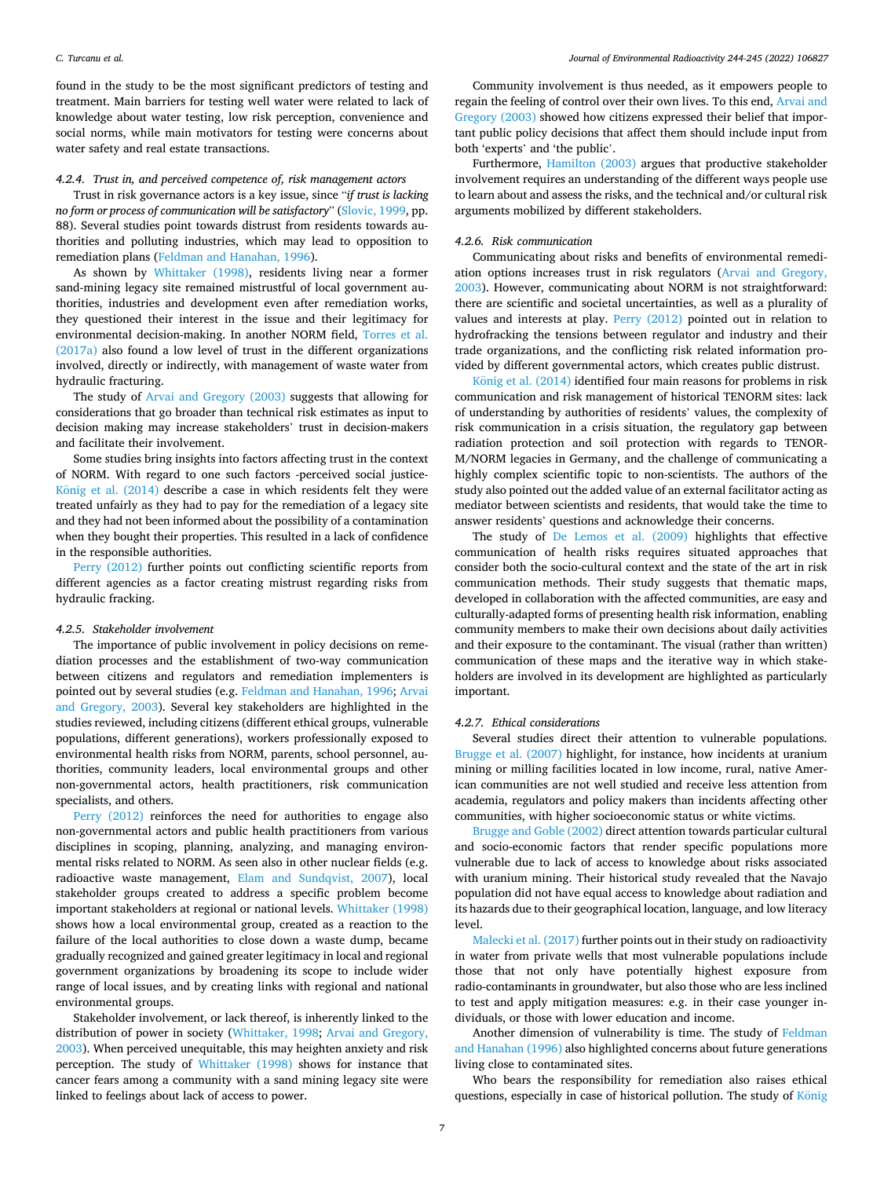found in the study to be the most significant predictors of testing and treatment. Main barriers for testing well water were related to lack of knowledge about water testing, low risk perception, convenience and social norms, while main motivators for testing were concerns about water safety and real estate transactions.

#### 4.2.4. Trust in, and perceived competence of, risk management actors

Trust in risk governance actors is a key issue, since "*if trust is lacking no form or process of communication will be satisfactory*" (Slovic, 1999, pp. 88). Several studies point towards distrust from residents towards authorities and polluting industries, which may lead to opposition to remediation plans (Feldman and Hanahan, 1996).

As shown by Whittaker (1998), residents living near a former sand-mining legacy site remained mistrustful of local government authorities, industries and development even after remediation works, they questioned their interest in the issue and their legitimacy for environmental decision-making. In another NORM field, Torres et al. (2017a) also found a low level of trust in the different organizations involved, directly or indirectly, with management of waste water from hydraulic fracturing.

The study of Arvai and Gregory (2003) suggests that allowing for considerations that go broader than technical risk estimates as input to decision making may increase stakeholders' trust in decision-makers and facilitate their involvement.

Some studies bring insights into factors affecting trust in the context of NORM. With regard to one such factors -perceived social justice-König et al. (2014) describe a case in which residents felt they were treated unfairly as they had to pay for the remediation of a legacy site and they had not been informed about the possibility of a contamination when they bought their properties. This resulted in a lack of confidence in the responsible authorities.

Perry (2012) further points out conflicting scientific reports from different agencies as a factor creating mistrust regarding risks from hydraulic fracking.

#### 4.2.5. Stakeholder involvement

The importance of public involvement in policy decisions on remediation processes and the establishment of two-way communication between citizens and regulators and remediation implementers is pointed out by several studies (e.g. Feldman and Hanahan, 1996; Arvai and Gregory, 2003). Several key stakeholders are highlighted in the studies reviewed, including citizens (different ethical groups, vulnerable populations, different generations), workers professionally exposed to environmental health risks from NORM, parents, school personnel, authorities, community leaders, local environmental groups and other non-governmental actors, health practitioners, risk communication specialists, and others.

Perry (2012) reinforces the need for authorities to engage also non-governmental actors and public health practitioners from various disciplines in scoping, planning, analyzing, and managing environmental risks related to NORM. As seen also in other nuclear fields (e.g. radioactive waste management, Elam and Sundqvist, 2007), local stakeholder groups created to address a specific problem become important stakeholders at regional or national levels. Whittaker (1998) shows how a local environmental group, created as a reaction to the failure of the local authorities to close down a waste dump, became gradually recognized and gained greater legitimacy in local and regional government organizations by broadening its scope to include wider range of local issues, and by creating links with regional and national environmental groups.

Stakeholder involvement, or lack thereof, is inherently linked to the distribution of power in society (Whittaker, 1998; Arvai and Gregory, 2003). When perceived unequitable, this may heighten anxiety and risk perception. The study of Whittaker (1998) shows for instance that cancer fears among a community with a sand mining legacy site were linked to feelings about lack of access to power.

Community involvement is thus needed, as it empowers people to regain the feeling of control over their own lives. To this end, Arvai and Gregory (2003) showed how citizens expressed their belief that important public policy decisions that affect them should include input from both 'experts' and 'the public'.

Furthermore, Hamilton (2003) argues that productive stakeholder involvement requires an understanding of the different ways people use to learn about and assess the risks, and the technical and/or cultural risk arguments mobilized by different stakeholders.

#### 4.2.6. Risk communication

Communicating about risks and benefits of environmental remediation options increases trust in risk regulators (Arvai and Gregory, 2003). However, communicating about NORM is not straightforward: there are scientific and societal uncertainties, as well as a plurality of values and interests at play. Perry (2012) pointed out in relation to hydrofracking the tensions between regulator and industry and their trade organizations, and the conflicting risk related information provided by different governmental actors, which creates public distrust.

König et al. (2014) identified four main reasons for problems in risk communication and risk management of historical TENORM sites: lack of understanding by authorities of residents' values, the complexity of risk communication in a crisis situation, the regulatory gap between radiation protection and soil protection with regards to TENORM/NORM legacies in Germany, and the challenge of communicating a highly complex scientific topic to non-scientists. The authors of the study also pointed out the added value of an external facilitator acting as mediator between scientists and residents, that would take the time to answer residents' questions and acknowledge their concerns.

The study of De Lemos et al. (2009) highlights that effective communication of health risks requires situated approaches that consider both the socio-cultural context and the state of the art in risk communication methods. Their study suggests that thematic maps, developed in collaboration with the affected communities, are easy and culturally-adapted forms of presenting health risk information, enabling community members to make their own decisions about daily activities and their exposure to the contaminant. The visual (rather than written) communication of these maps and the iterative way in which stakeholders are involved in its development are highlighted as particularly important.

#### 4.2.7. Ethical considerations

Several studies direct their attention to vulnerable populations. Brugge et al. (2007) highlight, for instance, how incidents at uranium mining or milling facilities located in low income, rural, native American communities are not well studied and receive less attention from academia, regulators and policy makers than incidents affecting other communities, with higher socioeconomic status or white victims.

Brugge and Goble (2002) direct attention towards particular cultural and socio-economic factors that render specific populations more vulnerable due to lack of access to knowledge about risks associated with uranium mining. Their historical study revealed that the Navajo population did not have equal access to knowledge about radiation and its hazards due to their geographical location, language, and low literacy level.

Malecki et al. (2017) further points out in their study on radioactivity in water from private wells that most vulnerable populations include those that not only have potentially highest exposure from radio-contaminants in groundwater, but also those who are less inclined to test and apply mitigation measures: e.g. in their case younger individuals, or those with lower education and income.

Another dimension of vulnerability is time. The study of Feldman and Hanahan (1996) also highlighted concerns about future generations living close to contaminated sites.

Who bears the responsibility for remediation also raises ethical questions, especially in case of historical pollution. The study of König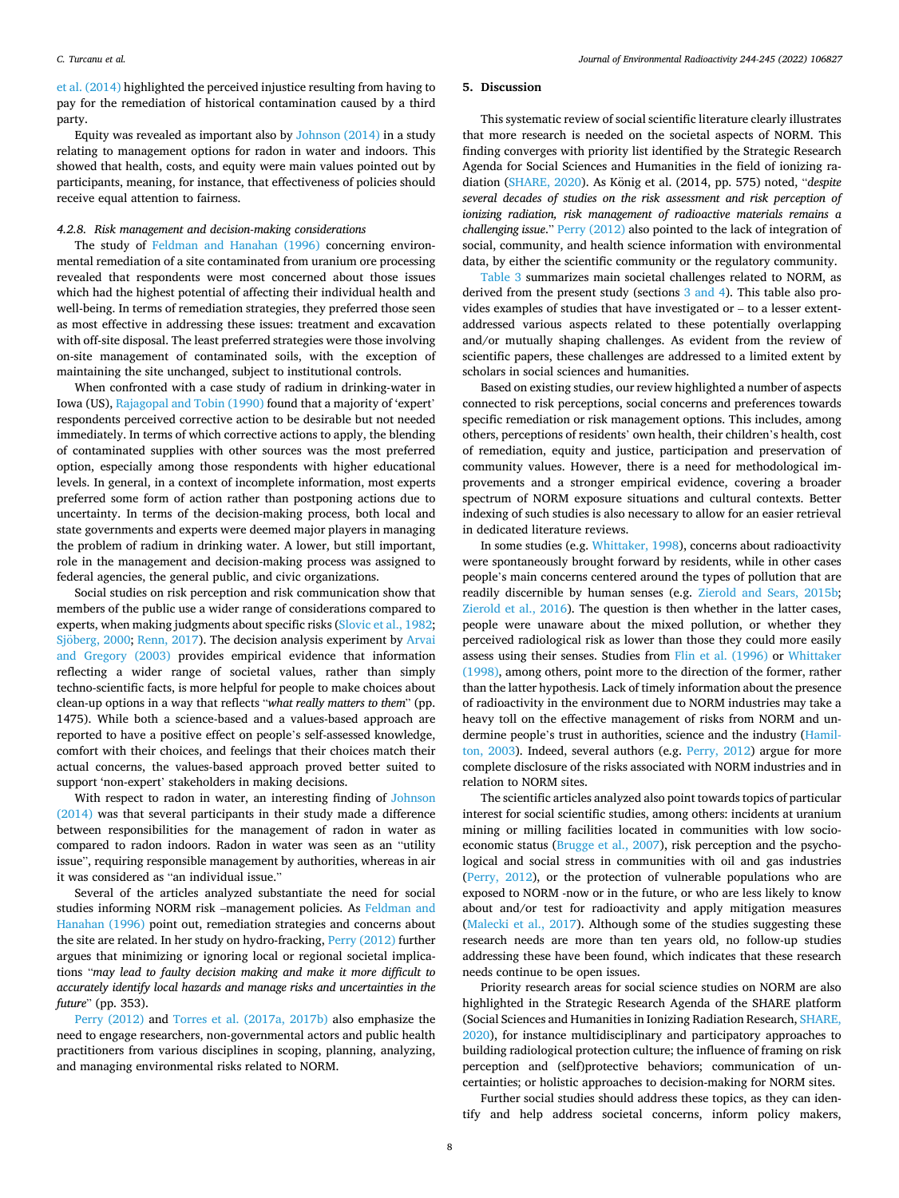et al. (2014) highlighted the perceived injustice resulting from having to pay for the remediation of historical contamination caused by a third party.

Equity was revealed as important also by Johnson (2014) in a study relating to management options for radon in water and indoors. This showed that health, costs, and equity were main values pointed out by participants, meaning, for instance, that effectiveness of policies should receive equal attention to fairness.

#### 4.2.8. Risk management and decision-making considerations

The study of Feldman and Hanahan (1996) concerning environmental remediation of a site contaminated from uranium ore processing revealed that respondents were most concerned about those issues which had the highest potential of affecting their individual health and well-being. In terms of remediation strategies, they preferred those seen as most effective in addressing these issues: treatment and excavation with off-site disposal. The least preferred strategies were those involving on-site management of contaminated soils, with the exception of maintaining the site unchanged, subject to institutional controls.

When confronted with a case study of radium in drinking-water in Iowa (US), Rajagopal and Tobin (1990) found that a majority of 'expert' respondents perceived corrective action to be desirable but not needed immediately. In terms of which corrective actions to apply, the blending of contaminated supplies with other sources was the most preferred option, especially among those respondents with higher educational levels. In general, in a context of incomplete information, most experts preferred some form of action rather than postponing actions due to uncertainty. In terms of the decision-making process, both local and state governments and experts were deemed major players in managing the problem of radium in drinking water. A lower, but still important, role in the management and decision-making process was assigned to federal agencies, the general public, and civic organizations.

Social studies on risk perception and risk communication show that members of the public use a wider range of considerations compared to experts, when making judgments about specific risks (Slovic et al., 1982; Sjöberg, 2000; Renn, 2017). The decision analysis experiment by Arvai and Gregory (2003) provides empirical evidence that information reflecting a wider range of societal values, rather than simply techno-scientific facts, is more helpful for people to make choices about clean-up options in a way that reflects "*what really matters to them*" (pp. 1475). While both a science-based and a values-based approach are reported to have a positive effect on people's self-assessed knowledge, comfort with their choices, and feelings that their choices match their actual concerns, the values-based approach proved better suited to support 'non-expert' stakeholders in making decisions.

With respect to radon in water, an interesting finding of Johnson (2014) was that several participants in their study made a difference between responsibilities for the management of radon in water as compared to radon indoors. Radon in water was seen as an "utility issue", requiring responsible management by authorities, whereas in air it was considered as "an individual issue."

Several of the articles analyzed substantiate the need for social studies informing NORM risk –management policies. As Feldman and Hanahan (1996) point out, remediation strategies and concerns about the site are related. In her study on hydro-fracking, Perry (2012) further argues that minimizing or ignoring local or regional societal implications "*may lead to faulty decision making and make it more difficult to accurately identify local hazards and manage risks and uncertainties in the future*" (pp. 353).

Perry (2012) and Torres et al. (2017a, 2017b) also emphasize the need to engage researchers, non-governmental actors and public health practitioners from various disciplines in scoping, planning, analyzing, and managing environmental risks related to NORM.

## 5. Discussion

This systematic review of social scientific literature clearly illustrates that more research is needed on the societal aspects of NORM. This finding converges with priority list identified by the Strategic Research Agenda for Social Sciences and Humanities in the field of ionizing radiation (SHARE, 2020). As König et al. (2014, pp. 575) noted, "*despite several decades of studies on the risk assessment and risk perception of ionizing radiation, risk management of radioactive materials remains a challenging issue*." Perry (2012) also pointed to the lack of integration of social, community, and health science information with environmental data, by either the scientific community or the regulatory community.

Table 3 summarizes main societal challenges related to NORM, as derived from the present study (sections 3 and 4). This table also provides examples of studies that have investigated or – to a lesser extent- addressed various aspects related to these potentially overlapping and/or mutually shaping challenges. As evident from the review of scientific papers, these challenges are addressed to a limited extent by scholars in social sciences and humanities.

Based on existing studies, our review highlighted a number of aspects connected to risk perceptions, social concerns and preferences towards specific remediation or risk management options. This includes, among others, perceptions of residents' own health, their children's health, cost of remediation, equity and justice, participation and preservation of community values. However, there is a need for methodological improvements and a stronger empirical evidence, covering a broader spectrum of NORM exposure situations and cultural contexts. Better indexing of such studies is also necessary to allow for an easier retrieval in dedicated literature reviews.

In some studies (e.g. Whittaker, 1998), concerns about radioactivity were spontaneously brought forward by residents, while in other cases people's main concerns centered around the types of pollution that are readily discernible by human senses (e.g. Zierold and Sears, 2015b; Zierold et al., 2016). The question is then whether in the latter cases, people were unaware about the mixed pollution, or whether they perceived radiological risk as lower than those they could more easily assess using their senses. Studies from Flin et al. (1996) or Whittaker (1998), among others, point more to the direction of the former, rather than the latter hypothesis. Lack of timely information about the presence of radioactivity in the environment due to NORM industries may take a heavy toll on the effective management of risks from NORM and undermine people's trust in authorities, science and the industry (Hamilton, 2003). Indeed, several authors (e.g. Perry, 2012) argue for more complete disclosure of the risks associated with NORM industries and in relation to NORM sites.

The scientific articles analyzed also point towards topics of particular interest for social scientific studies, among others: incidents at uranium mining or milling facilities located in communities with low socio-economic status (Brugge et al., 2007), risk perception and the psychological and social stress in communities with oil and gas industries (Perry, 2012), or the protection of vulnerable populations who are exposed to NORM -now or in the future, or who are less likely to know about and/or test for radioactivity and apply mitigation measures (Malecki et al., 2017). Although some of the studies suggesting these research needs are more than ten years old, no follow-up studies addressing these have been found, which indicates that these research needs continue to be open issues.

Priority research areas for social science studies on NORM are also highlighted in the Strategic Research Agenda of the SHARE platform (Social Sciences and Humanities in Ionizing Radiation Research, SHARE, 2020), for instance multidisciplinary and participatory approaches to building radiological protection culture; the influence of framing on risk perception and (self)protective behaviors; communication of uncertainties; or holistic approaches to decision-making for NORM sites.

Further social studies should address these topics, as they can identify and help address societal concerns, inform policy makers,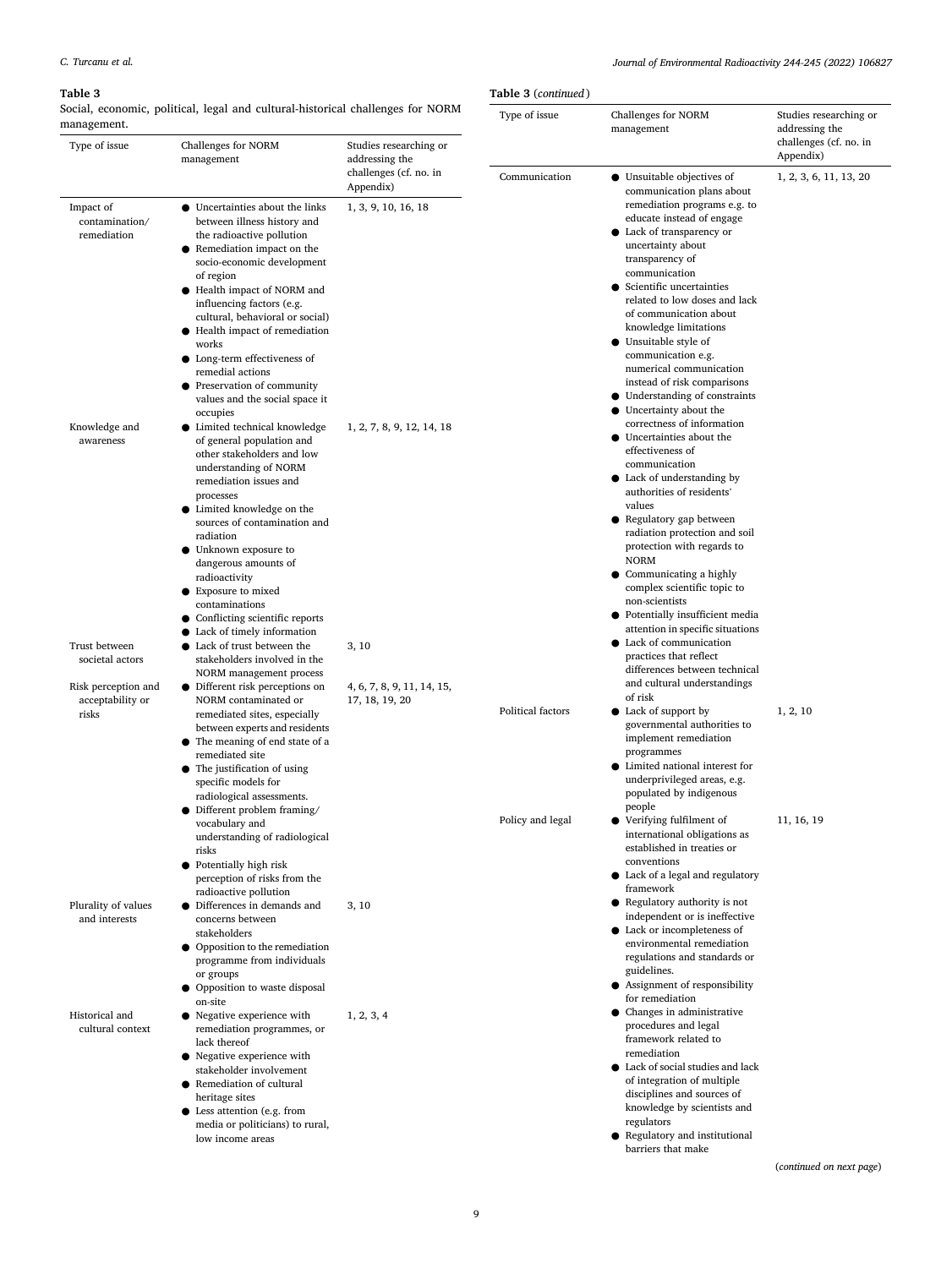**Table 3**

Social, economic, political, legal and cultural-historical challenges for NORM management.

| Type of issue | Challenges for NORM management | Studies researching or addressing the challenges (cf. no. in Appendix) |
|---|---|---|
| Impact of contamination/ remediation | ● Uncertainties about the links between illness history and the radioactive pollution<br>● Remediation impact on the socio-economic development of region<br>● Health impact of NORM and influencing factors (e.g. cultural, behavioral or social)<br>● Health impact of remediation works<br>● Long-term effectiveness of remedial actions<br>● Preservation of community values and the social space it occupies | 1, 3, 9, 10, 16, 18 |
| Knowledge and awareness | ● Limited technical knowledge of general population and other stakeholders and low understanding of NORM remediation issues and processes<br>● Limited knowledge on the sources of contamination and radiation<br>● Unknown exposure to dangerous amounts of radioactivity<br>● Exposure to mixed contaminations<br>● Conflicting scientific reports<br>● Lack of timely information | 1, 2, 7, 8, 9, 12, 14, 18 |
| Trust between societal actors | ● Lack of trust between the stakeholders involved in the NORM management process | 3, 10 |
| Risk perception and acceptability or risks | ● Different risk perceptions on NORM contaminated or remediated sites, especially between experts and residents<br>● The meaning of end state of a remediated site<br>● The justification of using specific models for radiological assessments.<br>● Different problem framing/ vocabulary and understanding of radiological risks<br>● Potentially high risk perception of risks from the radioactive pollution | 4, 6, 7, 8, 9, 11, 14, 15, 17, 18, 19, 20 |
| Plurality of values and interests | ● Differences in demands and concerns between stakeholders<br>● Opposition to the remediation programme from individuals or groups<br>● Opposition to waste disposal on-site | 3, 10 |
| Historical and cultural context | ● Negative experience with remediation programmes, or lack thereof<br>● Negative experience with stakeholder involvement<br>● Remediation of cultural heritage sites<br>● Less attention (e.g. from media or politicians) to rural, low income areas | 1, 2, 3, 4 |
| Communication | ● Unsuitable objectives of communication plans about remediation programs e.g. to educate instead of engage<br>● Lack of transparency or uncertainty about transparency of communication<br>● Scientific uncertainties related to low doses and lack of communication about knowledge limitations<br>● Unsuitable style of communication e.g. numerical communication instead of risk comparisons<br>● Understanding of constraints<br>● Uncertainty about the correctness of information<br>● Uncertainties about the effectiveness of communication<br>● Lack of understanding by authorities of residents' values<br>● Regulatory gap between radiation protection and soil protection with regards to NORM<br>● Communicating a highly complex scientific topic to non-scientists<br>● Potentially insufficient media attention in specific situations<br>● Lack of communication practices that reflect differences between technical and cultural understandings of risk | 1, 2, 3, 6, 11, 13, 20 |
| Political factors | ● Lack of support by governmental authorities to implement remediation programmes<br>● Limited national interest for underprivileged areas, e.g. populated by indigenous people | 1, 2, 10 |
| Policy and legal | ● Verifying fulfilment of international obligations as established in treaties or conventions<br>● Lack of a legal and regulatory framework<br>● Regulatory authority is not independent or is ineffective<br>● Lack or incompleteness of environmental remediation regulations and standards or guidelines.<br>● Assignment of responsibility for remediation<br>● Changes in administrative procedures and legal framework related to remediation<br>● Lack of social studies and lack of integration of multiple disciplines and sources of knowledge by scientists and regulators<br>● Regulatory and institutional barriers that make | 11, 16, 19 |

(*continued on next page*)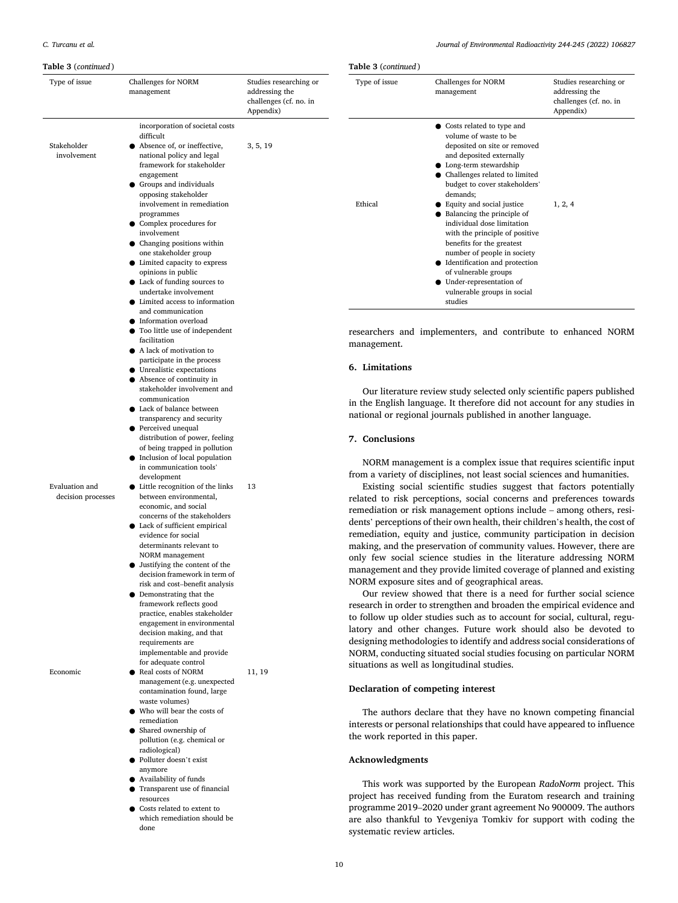**Table 3** (*continued*)

| Type of issue | Challenges for NORM management | Studies researching or addressing the challenges (cf. no. in Appendix) |
|---|---|---|
| | incorporation of societal costs difficult | |
| Stakeholder involvement | ● Absence of, or ineffective, national policy and legal framework for stakeholder engagement<br>● Groups and individuals opposing stakeholder involvement in remediation programmes<br>● Complex procedures for involvement<br>● Changing positions within one stakeholder group<br>● Limited capacity to express opinions in public<br>● Lack of funding sources to undertake involvement<br>● Limited access to information and communication<br>● Information overload<br>● Too little use of independent facilitation<br>● A lack of motivation to participate in the process<br>● Unrealistic expectations<br>● Absence of continuity in stakeholder involvement and communication<br>● Lack of balance between transparency and security<br>● Perceived unequal distribution of power, feeling of being trapped in pollution<br>● Inclusion of local population in communication tools' development | 3, 5, 19 |
| Evaluation and decision processes | ● Little recognition of the links between environmental, economic, and social concerns of the stakeholders<br>● Lack of sufficient empirical evidence for social determinants relevant to NORM management<br>● Justifying the content of the decision framework in term of risk and cost–benefit analysis<br>● Demonstrating that the framework reflects good practice, enables stakeholder engagement in environmental decision making, and that requirements are implementable and provide for adequate control | 13 |
| Economic | ● Real costs of NORM management (e.g. unexpected contamination found, large waste volumes)<br>● Who will bear the costs of remediation<br>● Shared ownership of pollution (e.g. chemical or radiological)<br>● Polluter doesn't exist anymore<br>● Availability of funds<br>● Transparent use of financial resources<br>● Costs related to extent to which remediation should be done<br>● Costs related to type and volume of waste to be deposited on site or removed and deposited externally<br>● Long-term stewardship<br>● Challenges related to limited budget to cover stakeholders' demands; | 11, 19 |
| Ethical | ● Equity and social justice<br>● Balancing the principle of individual dose limitation with the principle of positive benefits for the greatest number of people in society<br>● Identification and protection of vulnerable groups<br>● Under-representation of vulnerable groups in social studies | 1, 2, 4 |

researchers and implementers, and contribute to enhanced NORM management.

## 6. Limitations

Our literature review study selected only scientific papers published in the English language. It therefore did not account for any studies in national or regional journals published in another language.

## 7. Conclusions

NORM management is a complex issue that requires scientific input from a variety of disciplines, not least social sciences and humanities.

Existing social scientific studies suggest that factors potentially related to risk perceptions, social concerns and preferences towards remediation or risk management options include – among others, residents' perceptions of their own health, their children's health, the cost of remediation, equity and justice, community participation in decision making, and the preservation of community values. However, there are only few social science studies in the literature addressing NORM management and they provide limited coverage of planned and existing NORM exposure sites and of geographical areas.

Our review showed that there is a need for further social science research in order to strengthen and broaden the empirical evidence and to follow up older studies such as to account for social, cultural, regulatory and other changes. Future work should also be devoted to designing methodologies to identify and address social considerations of NORM, conducting situated social studies focusing on particular NORM situations as well as longitudinal studies.

### Declaration of competing interest

The authors declare that they have no known competing financial interests or personal relationships that could have appeared to influence the work reported in this paper.

### Acknowledgments

This work was supported by the European *RadoNorm* project. This project has received funding from the Euratom research and training programme 2019–2020 under grant agreement No 900009. The authors are also thankful to Yevgeniya Tomkiv for support with coding the systematic review articles.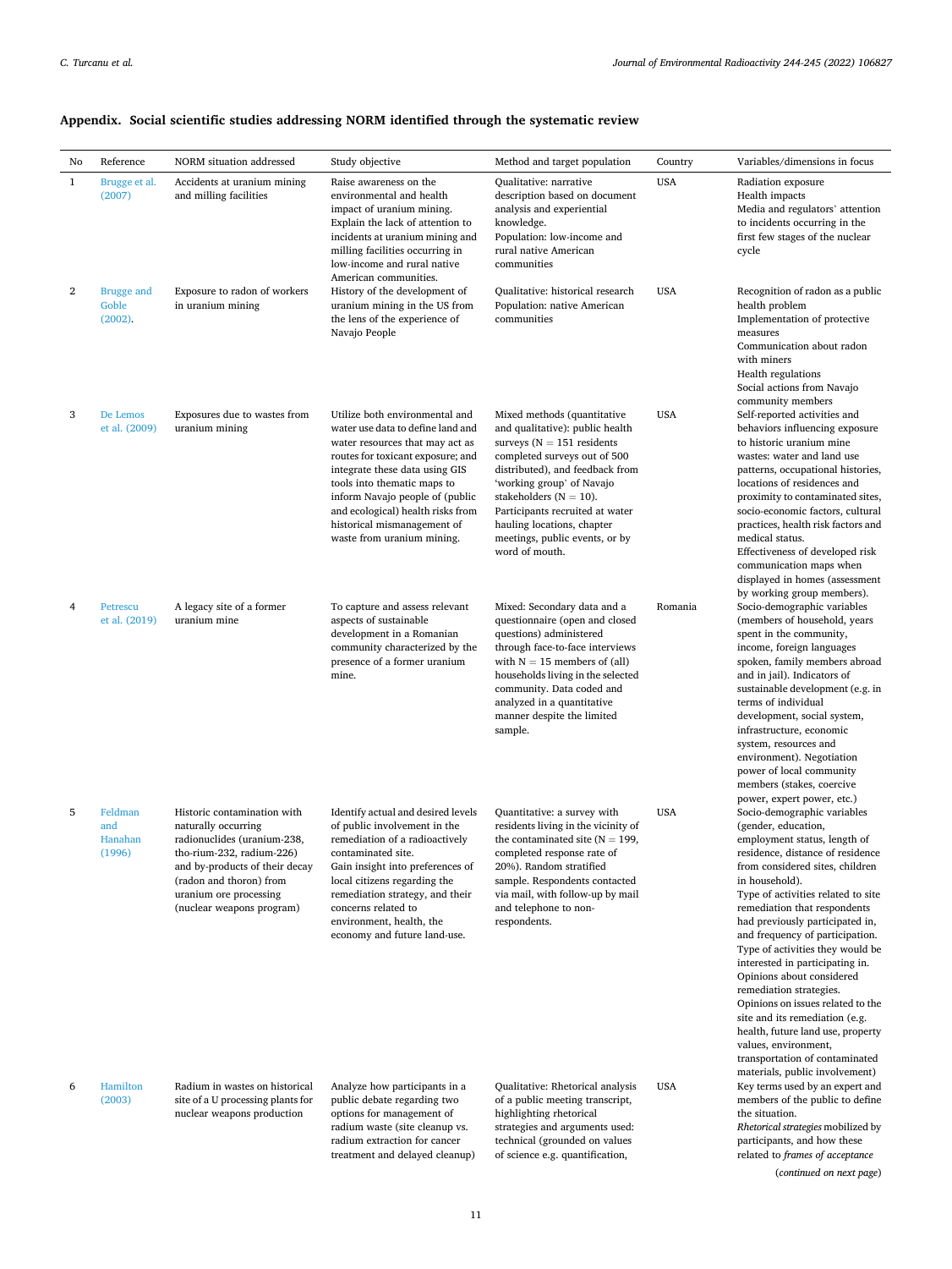## Appendix. Social scientific studies addressing NORM identified through the systematic review

| No | Reference | NORM situation addressed | Study objective | Method and target population | Country | Variables/dimensions in focus |
|---|---|---|---|---|---|---|
| 1 | Brugge et al. (2007) | Accidents at uranium mining and milling facilities | Raise awareness on the environmental and health impact of uranium mining. Explain the lack of attention to incidents at uranium mining and milling facilities occurring in low-income and rural native American communities. | Qualitative: narrative description based on document analysis and experiential knowledge. Population: low-income and rural native American communities | USA | Radiation exposure<br>Health impacts<br>Media and regulators' attention to incidents occurring in the first few stages of the nuclear cycle |
| 2 | Brugge and Goble (2002). | Exposure to radon of workers in uranium mining | History of the development of uranium mining in the US from the lens of the experience of Navajo People | Qualitative: historical research Population: native American communities | USA | Recognition of radon as a public health problem<br>Implementation of protective measures<br>Communication about radon with miners<br>Health regulations<br>Social actions from Navajo community members |
| 3 | De Lemos et al. (2009) | Exposures due to wastes from uranium mining | Utilize both environmental and water use data to define land and water resources that may act as routes for toxicant exposure; and integrate these data using GIS tools into thematic maps to inform Navajo people of (public and ecological) health risks from historical mismanagement of waste from uranium mining. | Mixed methods (quantitative and qualitative): public health surveys (N = 151 residents completed surveys out of 500 distributed), and feedback from 'working group' of Navajo stakeholders (N = 10). Participants recruited at water hauling locations, chapter meetings, public events, or by word of mouth. | USA | Self-reported activities and behaviors influencing exposure to historic uranium mine wastes: water and land use patterns, occupational histories, locations of residences and proximity to contaminated sites, socio-economic factors, cultural practices, health risk factors and medical status.<br>Effectiveness of developed risk communication maps when displayed in homes (assessment by working group members). |
| 4 | Petrescu et al. (2019) | A legacy site of a former uranium mine | To capture and assess relevant aspects of sustainable development in a Romanian community characterized by the presence of a former uranium mine. | Mixed: Secondary data and a questionnaire (open and closed questions) administered through face-to-face interviews with N = 15 members of (all) households living in the selected community. Data coded and analyzed in a quantitative manner despite the limited sample. | Romania | Socio-demographic variables (members of household, years spent in the community, income, foreign languages spoken, family members abroad and in jail). Indicators of sustainable development (e.g. in terms of individual development, social system, infrastructure, economic system, resources and environment). Negotiation power of local community members (stakes, coercive power, expert power, etc.) |
| 5 | Feldman and Hanahan (1996) | Historic contamination with naturally occurring radionuclides (uranium-238, tho-rium-232, radium-226) and by-products of their decay (radon and thoron) from uranium ore processing (nuclear weapons program) | Identify actual and desired levels of public involvement in the remediation of a radioactively contaminated site.<br>Gain insight into preferences of local citizens regarding the remediation strategy, and their concerns related to environment, health, the economy and future land-use. | Quantitative: a survey with residents living in the vicinity of the contaminated site (N = 199, completed response rate of 20%). Random stratified sample. Respondents contacted via mail, with follow-up by mail and telephone to non-respondents. | USA | Socio-demographic variables (gender, education, employment status, length of residence, distance of residence from considered sites, children in household).<br>Type of activities related to site remediation that respondents had previously participated in, and frequency of participation.<br>Type of activities they would be interested in participating in.<br>Opinions about considered remediation strategies.<br>Opinions on issues related to the site and its remediation (e.g. health, future land use, property values, environment, transportation of contaminated materials, public involvement) |
| 6 | Hamilton (2003) | Radium in wastes on historical site of a U processing plants for nuclear weapons production | Analyze how participants in a public debate regarding two options for management of radium waste (site cleanup vs. radium extraction for cancer treatment and delayed cleanup) | Qualitative: Rhetorical analysis of a public meeting transcript, highlighting rhetorical strategies and arguments used: technical (grounded on values of science e.g. quantification, | USA | Key terms used by an expert and members of the public to define the situation.<br>*Rhetorical strategies* mobilized by participants, and how these related to *frames of acceptance* |

(*continued on next page*)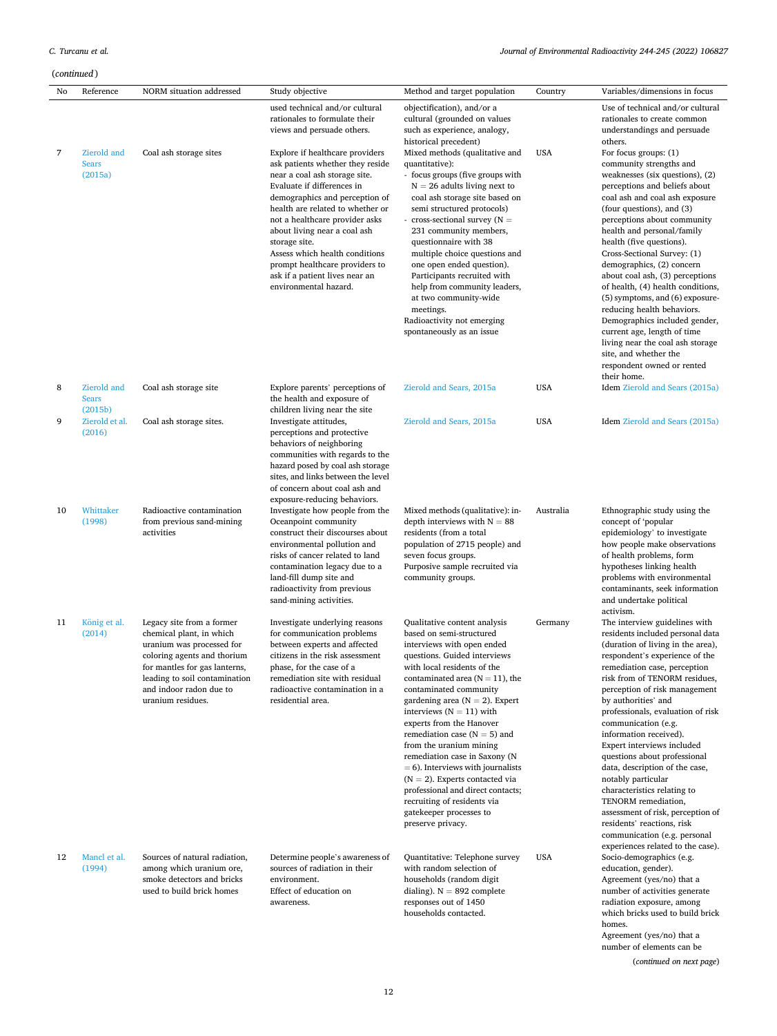(*continued*)

| No | Reference | NORM situation addressed | Study objective | Method and target population | Country | Variables/dimensions in focus |
|---|---|---|---|---|---|---|
| | | | used technical and/or cultural rationales to formulate their views and persuade others. | objectification), and/or a cultural (grounded on values such as experience, analogy, historical precedent) | | Use of technical and/or cultural rationales to create common understandings and persuade others. |
| 7 | Zierold and Sears (2015a) | Coal ash storage sites | Explore if healthcare providers ask patients whether they reside near a coal ash storage site.<br>Evaluate if differences in demographics and perception of health are related to whether or not a healthcare provider asks about living near a coal ash storage site.<br>Assess which health conditions prompt healthcare providers to ask if a patient lives near an environmental hazard. | Mixed methods (qualitative and quantitative):<br>- focus groups (five groups with N = 26 adults living next to coal ash storage site based on semi structured protocols)<br>- cross-sectional survey (N = 231 community members, questionnaire with 38 multiple choice questions and one open ended question). Participants recruited with help from community leaders, at two community-wide meetings.<br>Radioactivity not emerging spontaneously as an issue | USA | For focus groups: (1) community strengths and weaknesses (six questions), (2) perceptions and beliefs about coal ash and coal ash exposure (four questions), and (3) perceptions about community health and personal/family health (five questions).<br>Cross-Sectional Survey: (1) demographics, (2) concern about coal ash, (3) perceptions of health, (4) health conditions, (5) symptoms, and (6) exposure-reducing health behaviors.<br>Demographics included gender, current age, length of time living near the coal ash storage site, and whether the respondent owned or rented their home. |
| 8 | Zierold and Sears (2015b) | Coal ash storage site | Explore parents` perceptions of the health and exposure of children living near the site | Zierold and Sears, 2015a | USA | Idem Zierold and Sears (2015a) |
| 9 | Zierold et al. (2016) | Coal ash storage sites. | Investigate attitudes, perceptions and protective behaviors of neighboring communities with regards to the hazard posed by coal ash storage sites, and links between the level of concern about coal ash and exposure-reducing behaviors. | Zierold and Sears, 2015a | USA | Idem Zierold and Sears (2015a) |
| 10 | Whittaker (1998) | Radioactive contamination from previous sand-mining activities | Investigate how people from the Oceanpoint community construct their discourses about environmental pollution and risks of cancer related to land contamination legacy due to a land-fill dump site and radioactivity from previous sand-mining activities. | Mixed methods (qualitative): in-depth interviews with N = 88 residents (from a total population of 2715 people) and seven focus groups.<br>Purposive sample recruited via community groups. | Australia | Ethnographic study using the concept of 'popular epidemiology' to investigate how people make observations of health problems, form hypotheses linking health problems with environmental contaminants, seek information and undertake political activism. |
| 11 | König et al. (2014) | Legacy site from a former chemical plant, in which uranium was processed for coloring agents and thorium for mantles for gas lanterns, leading to soil contamination and indoor radon due to uranium residues. | Investigate underlying reasons for communication problems between experts and affected citizens in the risk assessment phase, for the case of a remediation site with residual radioactive contamination in a residential area. | Qualitative content analysis based on semi-structured interviews with open ended questions. Guided interviews with local residents of the contaminated area (N = 11), the contaminated community gardening area (N = 2). Expert interviews (N = 11) with experts from the Hanover remediation case (N = 5) and from the uranium mining remediation case in Saxony (N = 6). Interviews with journalists (N = 2). Experts contacted via professional and direct contacts; recruiting of residents via gatekeeper processes to preserve privacy. | Germany | The interview guidelines with residents included personal data (duration of living in the area), respondent's experience of the remediation case, perception risk from of TENORM residues, perception of risk management by authorities' and professionals, evaluation of risk communication (e.g. information received).<br>Expert interviews included questions about professional data, description of the case, notably particular characteristics relating to TENORM remediation, assessment of risk, perception of residents' reactions, risk communication (e.g. personal experiences related to the case). |
| 12 | Mancl et al. (1994) | Sources of natural radiation, among which uranium ore, smoke detectors and bricks used to build brick homes | Determine people's awareness of sources of radiation in their environment.<br>Effect of education on awareness. | Quantitative: Telephone survey with random selection of households (random digit dialing). N = 892 complete responses out of 1450 households contacted. | USA | Socio-demographics (e.g. education, gender).<br>Agreement (yes/no) that a number of activities generate radiation exposure, among which bricks used to build brick homes.<br>Agreement (yes/no) that a number of elements can be |

(*continued on next page*)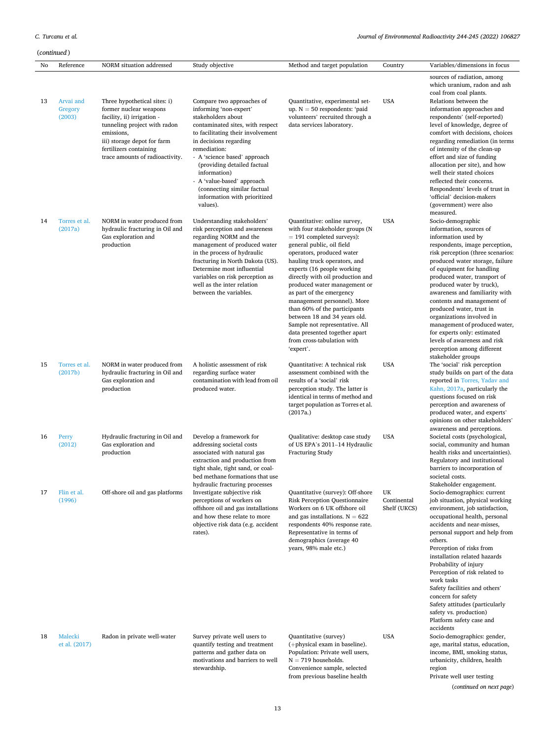(*continued*)

| No | Reference | NORM situation addressed | Study objective | Method and target population | Country | Variables/dimensions in focus |
|---|---|---|---|---|---|---|
| | | | | | | sources of radiation, among which uranium, radon and ash coal from coal plants. |
| 13 | Arvai and Gregory (2003) | Three hypothetical sites: i) former nuclear weapons facility, ii) irrigation - tunneling project with radon emissions, iii) storage depot for farm fertilizers containing trace amounts of radioactivity. | Compare two approaches of informing 'non-expert' stakeholders about contaminated sites, with respect to facilitating their involvement in decisions regarding remediation: - A 'science based' approach (providing detailed factual information) - A 'value-based' approach (connecting similar factual information with prioritized values). | Quantitative, experimental set-up. N = 50 respondents: 'paid volunteers' recruited through a data services laboratory. | USA | Relations between the information approaches and respondents' (self-reported) level of knowledge, degree of comfort with decisions, choices regarding remediation (in terms of intensity of the clean-up effort and size of funding allocation per site), and how well their stated choices reflected their concerns. Respondents' levels of trust in 'official' decision-makers (government) were also measured. |
| 14 | Torres et al. (2017a) | NORM in water produced from hydraulic fracturing in Oil and Gas exploration and production | Understanding stakeholders' risk perception and awareness regarding NORM and the management of produced water in the process of hydraulic fracturing in North Dakota (US). Determine most influential variables on risk perception as well as the inter relation between the variables. | Quantitative: online survey, with four stakeholder groups (N = 191 completed surveys): general public, oil field operators, produced water hauling truck operators, and experts (16 people working directly with oil production and produced water management or as part of the emergency management personnel). More than 60% of the participants between 18 and 34 years old. Sample not representative. All data presented together apart from cross-tabulation with 'expert'. | USA | Socio-demographic information, sources of information used by respondents, image perception, risk perception (three scenarios: produced water storage, failure of equipment for handling produced water, transport of produced water by truck), awareness and familiarity with contents and management of produced water, trust in organizations involved in management of produced water, for experts only: estimated levels of awareness and risk perception among different stakeholder groups |
| 15 | Torres et al. (2017b) | NORM in water produced from hydraulic fracturing in Oil and Gas exploration and production | A holistic assessment of risk regarding surface water contamination with lead from oil produced water. | Quantitative: A technical risk assessment combined with the results of a 'social' risk perception study. The latter is identical in terms of method and target population as Torres et al. (2017a.) | USA | The 'social' risk perception study builds on part of the data reported in Torres, Yadav and Kahn, 2017a, particularly the questions focused on risk perception and awareness of produced water, and experts' opinions on other stakeholders' awareness and perceptions. |
| 16 | Perry (2012) | Hydraulic fracturing in Oil and Gas exploration and production | Develop a framework for addressing societal costs associated with natural gas extraction and production from tight shale, tight sand, or coal-bed methane formations that use hydraulic fracturing processes | Qualitative: desktop case study of US EPA's 2011–14 Hydraulic Fracturing Study | USA | Societal costs (psychological, social, community and human health risks and uncertainties). Regulatory and institutional barriers to incorporation of societal costs. Stakeholder engagement. |
| 17 | Flin et al. (1996) | Off-shore oil and gas platforms | Investigate subjective risk perceptions of workers on offshore oil and gas installations and how these relate to more objective risk data (e.g. accident rates). | Quantitative (survey): Off-shore Risk Perception Questionnaire Workers on 6 UK offshore oil and gas installations. N = 622 respondents 40% response rate. Representative in terms of demographics (average 40 years, 98% male etc.) | UK Continental Shelf (UKCS) | Socio-demographics: current job situation, physical working environment, job satisfaction, occupational health, personal accidents and near-misses, personal support and help from others. Perception of risks from installation related hazards Probability of injury Perception of risk related to work tasks Safety facilities and others' concern for safety Safety attitudes (particularly safety vs. production) Platform safety case and accidents |
| 18 | Malecki et al. (2017) | Radon in private well-water | Survey private well users to quantify testing and treatment patterns and gather data on motivations and barriers to well stewardship. | Quantitative (survey) (+physical exam in baseline). Population: Private well users, N = 719 households. Convenience sample, selected from previous baseline health | USA | Socio-demographics: gender, age, marital status, education, income, BMI, smoking status, urbanicity, children, health region Private well user testing |

(*continued on next page*)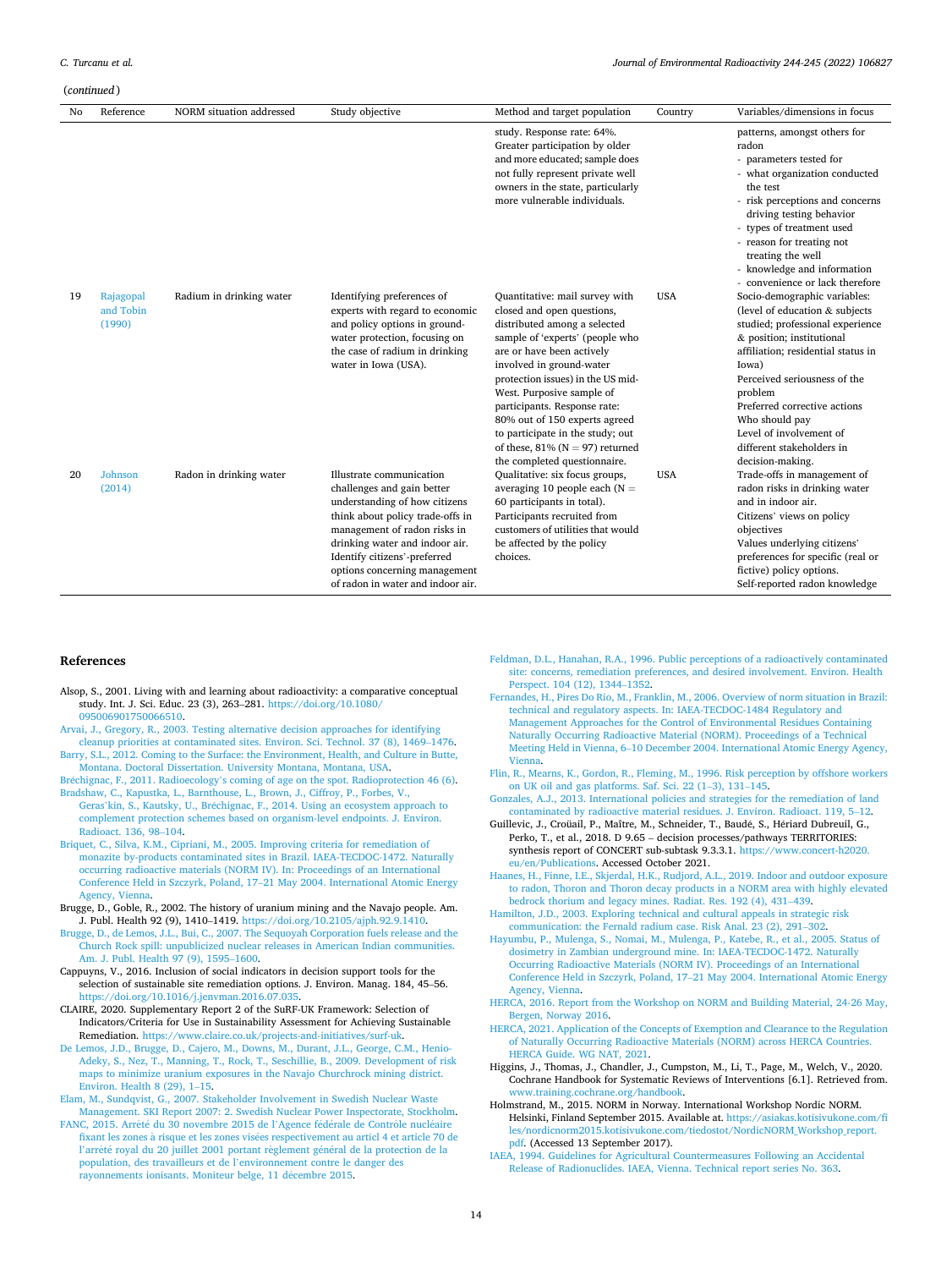(*continued*)

| No | Reference | NORM situation addressed | Study objective | Method and target population | Country | Variables/dimensions in focus |
|---|---|---|---|---|---|---|
| | | | | study. Response rate: 64%. Greater participation by older and more educated; sample does not fully represent private well owners in the state, particularly more vulnerable individuals. | | patterns, amongst others for radon<br>- parameters tested for<br>- what organization conducted the test<br>- risk perceptions and concerns driving testing behavior<br>- types of treatment used<br>- reason for treating not treating the well<br>- knowledge and information<br>- convenience or lack therefore |
| 19 | Rajagopal and Tobin (1990) | Radium in drinking water | Identifying preferences of experts with regard to economic and policy options in ground-water protection, focusing on the case of radium in drinking water in Iowa (USA). | Quantitative: mail survey with closed and open questions, distributed among a selected sample of 'experts' (people who are or have been actively involved in ground-water protection issues) in the US mid-West. Purposive sample of participants. Response rate: 80% out of 150 experts agreed to participate in the study; out of these, 81% (N = 97) returned the completed questionnaire. | USA | Socio-demographic variables: (level of education & subjects studied; professional experience & position; institutional affiliation; residential status in Iowa)<br>Perceived seriousness of the problem<br>Preferred corrective actions<br>Who should pay<br>Level of involvement of different stakeholders in decision-making. |
| 20 | Johnson (2014) | Radon in drinking water | Illustrate communication challenges and gain better understanding of how citizens think about policy trade-offs in management of radon risks in drinking water and indoor air. Identify citizens'-preferred options concerning management of radon in water and indoor air. | Qualitative: six focus groups, averaging 10 people each (N = 60 participants in total). Participants recruited from customers of utilities that would be affected by the policy choices. | USA | Trade-offs in management of radon risks in drinking water and in indoor air.<br>Citizens' views on policy objectives<br>Values underlying citizens' preferences for specific (real or fictive) policy options.<br>Self-reported radon knowledge |

## References

Alsop, S., 2001. Living with and learning about radioactivity: a comparative conceptual study. Int. J. Sci. Educ. 23 (3), 263–281. https://doi.org/10.1080/095006901750066510.

Arvai, J., Gregory, R., 2003. Testing alternative decision approaches for identifying cleanup priorities at contaminated sites. Environ. Sci. Technol. 37 (8), 1469–1476.

Barry, S.L., 2012. Coming to the Surface: the Environment, Health, and Culture in Butte, Montana. Doctoral Dissertation. University Montana, Montana, USA.

Bréchignac, F., 2011. Radioecology's coming of age on the spot. Radioprotection 46 (6).

Bradshaw, C., Kapustka, L., Barnthouse, L., Brown, J., Ciffroy, P., Forbes, V., Geras'kin, S., Kautsky, U., Bréchignac, F., 2014. Using an ecosystem approach to complement protection schemes based on organism-level endpoints. J. Environ. Radioact. 136, 98–104.

Briquet, C., Silva, K.M., Cipriani, M., 2005. Improving criteria for remediation of monazite by-products contaminated sites in Brazil. IAEA-TECDOC-1472. Naturally occurring radioactive materials (NORM IV). In: Proceedings of an International Conference Held in Szczyrk, Poland, 17–21 May 2004. International Atomic Energy Agency, Vienna.

Brugge, D., Goble, R., 2002. The history of uranium mining and the Navajo people. Am. J. Publ. Health 92 (9), 1410–1419. https://doi.org/10.2105/ajph.92.9.1410.

Brugge, D., de Lemos, J.L., Bui, C., 2007. The Sequoyah Corporation fuels release and the Church Rock spill: unpublicized nuclear releases in American Indian communities. Am. J. Publ. Health 97 (9), 1595–1600.

Cappuyns, V., 2016. Inclusion of social indicators in decision support tools for the selection of sustainable site remediation options. J. Environ. Manag. 184, 45–56. https://doi.org/10.1016/j.jenvman.2016.07.035.

CLAIRE, 2020. Supplementary Report 2 of the SuRF-UK Framework: Selection of Indicators/Criteria for Use in Sustainability Assessment for Achieving Sustainable Remediation. https://www.claire.co.uk/projects-and-initiatives/surf-uk.

De Lemos, J.D., Brugge, D., Cajero, M., Downs, M., Durant, J.L., George, C.M., Henio-Adeky, S., Nez, T., Manning, T., Rock, T., Seschillie, B., 2009. Development of risk maps to minimize uranium exposures in the Navajo Churchrock mining district. Environ. Health 8 (29), 1–15.

Elam, M., Sundqvist, G., 2007. Stakeholder Involvement in Swedish Nuclear Waste Management. SKI Report 2007: 2. Swedish Nuclear Power Inspectorate, Stockholm.

FANC, 2015. Arrêté du 30 novembre 2015 de l'Agence fédérale de Contrôle nucléaire fixant les zones à risque et les zones visées respectivement au articl 4 et article 70 de l'arrêté royal du 20 juillet 2001 portant règlement général de la protection de la population, des travailleurs et de l'environnement contre le danger des rayonnements ionisants. Moniteur belge, 11 décembre 2015.

Feldman, D.L., Hanahan, R.A., 1996. Public perceptions of a radioactively contaminated site: concerns, remediation preferences, and desired involvement. Environ. Health Perspect. 104 (12), 1344–1352.

Fernandes, H., Pires Do Rio, M., Franklin, M., 2006. Overview of norm situation in Brazil: technical and regulatory aspects. In: IAEA-TECDOC-1484 Regulatory and Management Approaches for the Control of Environmental Residues Containing Naturally Occurring Radioactive Material (NORM). Proceedings of a Technical Meeting Held in Vienna, 6–10 December 2004. International Atomic Energy Agency, Vienna.

Flin, R., Mearns, K., Gordon, R., Fleming, M., 1996. Risk perception by offshore workers on UK oil and gas platforms. Saf. Sci. 22 (1–3), 131–145.

Gonzales, A.J., 2013. International policies and strategies for the remediation of land contaminated by radioactive material residues. J. Environ. Radioact. 119, 5–12.

Guillevic, J., Croüail, P., Maître, M., Schneider, T., Baudé, S., Hériard Dubreuil, G., Perko, T., et al., 2018. D 9.65 – decision processes/pathways TERRITORIES: synthesis report of CONCERT sub-subtask 9.3.3.1. https://www.concert-h2020.eu/en/Publications. Accessed October 2021.

Haanes, H., Finne, I.E., Skjerdal, H.K., Rudjord, A.L., 2019. Indoor and outdoor exposure to radon, Thoron and Thoron decay products in a NORM area with highly elevated bedrock thorium and legacy mines. Radiat. Res. 192 (4), 431–439.

Hamilton, J.D., 2003. Exploring technical and cultural appeals in strategic risk communication: the Fernald radium case. Risk Anal. 23 (2), 291–302.

Hayumbu, P., Mulenga, S., Nomai, M., Mulenga, P., Katebe, R., et al., 2005. Status of dosimetry in Zambian underground mine. In: IAEA-TECDOC-1472. Naturally Occurring Radioactive Materials (NORM IV). Proceedings of an International Conference Held in Szczyrk, Poland, 17–21 May 2004. International Atomic Energy Agency, Vienna.

HERCA, 2016. Report from the Workshop on NORM and Building Material, 24-26 May, Bergen, Norway 2016.

HERCA, 2021. Application of the Concepts of Exemption and Clearance to the Regulation of Naturally Occurring Radioactive Materials (NORM) across HERCA Countries. HERCA Guide. WG NAT, 2021.

Higgins, J., Thomas, J., Chandler, J., Cumpston, M., Li, T., Page, M., Welch, V., 2020. Cochrane Handbook for Systematic Reviews of Interventions [6.1]. Retrieved from. www.training.cochrane.org/handbook.

Holmstrand, M., 2015. NORM in Norway. International Workshop Nordic NORM. Helsinki, Finland September 2015. Available at. https://asiakas.kotisivukone.com/files/nordicnorm2015.kotisivukone.com/tiedostot/NordicNORM_Workshop_report.pdf. (Accessed 13 September 2017).

IAEA, 1994. Guidelines for Agricultural Countermeasures Following an Accidental Release of Radionuclides. IAEA, Vienna. Technical report series No. 363.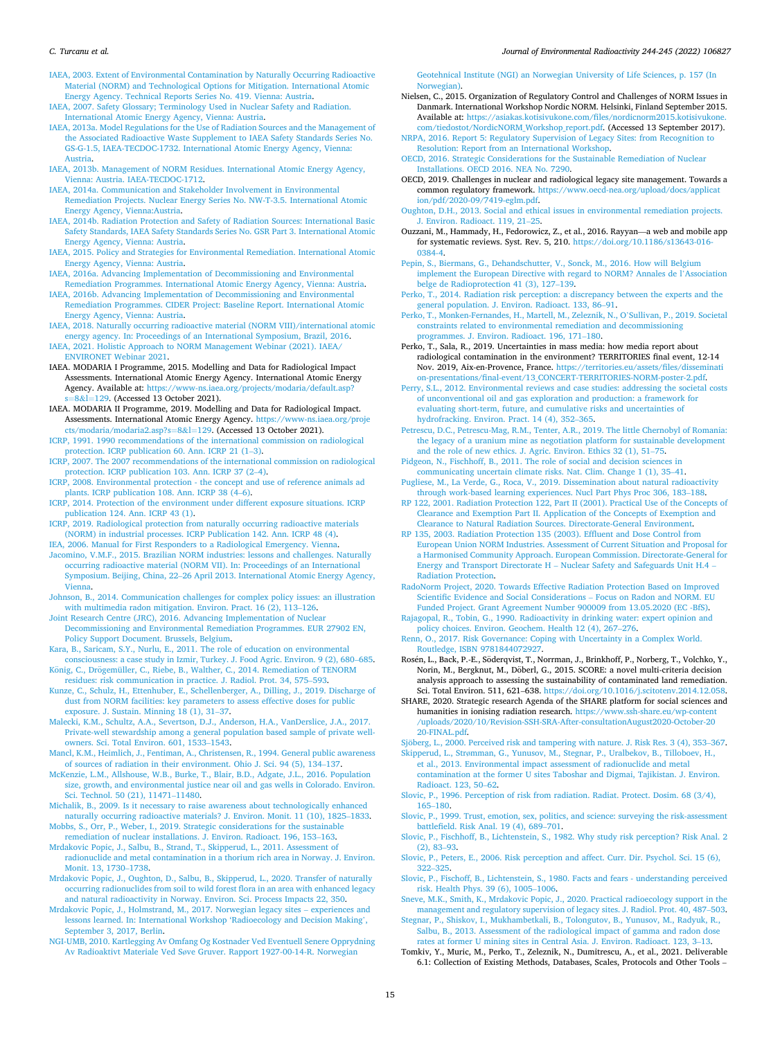IAEA, 2003. Extent of Environmental Contamination by Naturally Occurring Radioactive Material (NORM) and Technological Options for Mitigation. International Atomic Energy Agency. Technical Reports Series No. 419. Vienna: Austria.

IAEA, 2007. Safety Glossary; Terminology Used in Nuclear Safety and Radiation. International Atomic Energy Agency, Vienna: Austria.

IAEA, 2013a. Model Regulations for the Use of Radiation Sources and the Management of the Associated Radioactive Waste Supplement to IAEA Safety Standards Series No. GS-G-1.5, IAEA-TECDOC-1732. International Atomic Energy Agency, Vienna: Austria.

IAEA, 2013b. Management of NORM Residues. International Atomic Energy Agency, Vienna: Austria. IAEA-TECDOC-1712.

IAEA, 2014a. Communication and Stakeholder Involvement in Environmental Remediation Projects. Nuclear Energy Series No. NW-T-3.5. International Atomic Energy Agency, Vienna:Austria.

IAEA, 2014b. Radiation Protection and Safety of Radiation Sources: International Basic Safety Standards, IAEA Safety Standards Series No. GSR Part 3. International Atomic Energy Agency, Vienna: Austria.

IAEA, 2015. Policy and Strategies for Environmental Remediation. International Atomic Energy Agency, Vienna: Austria.

IAEA, 2016a. Advancing Implementation of Decommissioning and Environmental Remediation Programmes. International Atomic Energy Agency, Vienna: Austria.

IAEA, 2016b. Advancing Implementation of Decommissioning and Environmental Remediation Programmes. CIDER Project: Baseline Report. International Atomic Energy Agency, Vienna: Austria.

IAEA, 2018. Naturally occurring radioactive material (NORM VIII)/international atomic energy agency. In: Proceedings of an International Symposium, Brazil, 2016.

IAEA, 2021. Holistic Approach to NORM Management Webinar (2021). IAEA/ ENVIRONET Webinar 2021.

IAEA. MODARIA I Programme, 2015. Modelling and Data for Radiological Impact Assessments. International Atomic Energy Agency. International Atomic Energy Agency. Available at: https://www-ns.iaea.org/projects/modaria/default.asp?s=8&l=129. (Accessed 13 October 2021).

IAEA. MODARIA II Programme, 2019. Modelling and Data for Radiological Impact. Assessments. International Atomic Energy Agency. https://www-ns.iaea.org/projects/modaria/modaria2.asp?s=8&l=129. (Accessed 13 October 2021).

ICRP, 1991. 1990 recommendations of the international commission on radiological protection. ICRP publication 60. Ann. ICRP 21 (1–3).

ICRP, 2007. The 2007 recommendations of the international commission on radiological protection. ICRP publication 103. Ann. ICRP 37 (2–4).

ICRP, 2008. Environmental protection - the concept and use of reference animals ad plants. ICRP publication 108. Ann. ICRP 38 (4–6).

ICRP, 2014. Protection of the environment under different exposure situations. ICRP publication 124. Ann. ICRP 43 (1).

ICRP, 2019. Radiological protection from naturally occurring radioactive materials (NORM) in industrial processes. ICRP Publication 142. Ann. ICRP 48 (4).

IEA, 2006. Manual for First Responders to a Radiological Emergency. Vienna.

Jacomino, V.M.F., 2015. Brazilian NORM industries: lessons and challenges. Naturally occurring radioactive material (NORM VII). In: Proceedings of an International Symposium. Beijing, China, 22–26 April 2013. International Atomic Energy Agency, Vienna.

Johnson, B., 2014. Communication challenges for complex policy issues: an illustration with multimedia radon mitigation. Environ. Pract. 16 (2), 113–126.

Joint Research Centre (JRC), 2016. Advancing Implementation of Nuclear Decommissioning and Environmental Remediation Programmes. EUR 27902 EN, Policy Support Document. Brussels, Belgium.

Kara, B., Saricam, S.Y., Nurlu, E., 2011. The role of education on environmental consciousness: a case study in Izmir, Turkey. J. Food Agric. Environ. 9 (2), 680–685.

König, C., Drögemüller, C., Riebe, B., Walther, C., 2014. Remediation of TENORM residues: risk communication in practice. J. Radiol. Prot. 34, 575–593.

Kunze, C., Schulz, H., Ettenhuber, E., Schellenberger, A., Dilling, J., 2019. Discharge of dust from NORM facilities: key parameters to assess effective doses for public exposure. J. Sustain. Minning 18 (1), 31–37.

Malecki, K.M., Schultz, A.A., Severtson, D.J., Anderson, H.A., VanDerslice, J.A., 2017. Private-well stewardship among a general population based sample of private well-owners. Sci. Total Environ. 601, 1533–1543.

Mancl, K.M., Heimlich, J., Fentiman, A., Christensen, R., 1994. General public awareness of sources of radiation in their environment. Ohio J. Sci. 94 (5), 134–137.

McKenzie, L.M., Allshouse, W.B., Burke, T., Blair, B.D., Adgate, J.L., 2016. Population size, growth, and environmental justice near oil and gas wells in Colorado. Environ. Sci. Technol. 50 (21), 11471–11480.

Michalik, B., 2009. Is it necessary to raise awareness about technologically enhanced naturally occurring radioactive materials? J. Environ. Monit. 11 (10), 1825–1833.

Mobbs, S., Orr, P., Weber, I., 2019. Strategic considerations for the sustainable remediation of nuclear installations. J. Environ. Radioact. 196, 153–163.

Mrdakovic Popic, J., Salbu, B., Strand, T., Skipperud, L., 2011. Assessment of radionuclide and metal contamination in a thorium rich area in Norway. J. Environ. Monit. 13, 1730–1738.

Mrdakovic Popic, J., Oughton, D., Salbu, B., Skipperud, L., 2020. Transfer of naturally occurring radionuclides from soil to wild forest flora in an area with enhanced legacy and natural radioactivity in Norway. Environ. Sci. Process Impacts 22, 350.

Mrdakovic Popic, J., Holmstrand, M., 2017. Norwegian legacy sites – experiences and lessons learned. In: International Workshop 'Radioecology and Decision Making', September 3, 2017, Berlin.

NGI-UMB, 2010. Kartlegging Av Omfang Og Kostnader Ved Eventuell Senere Opprydning Av Radioaktivt Materiale Ved Søve Gruver. Rapport 1927-00-14-R. Norwegian Geotehnical Institute (NGI) an Norwegian University of Life Sciences, p. 157 (In Norwegian).

Nielsen, C., 2015. Organization of Regulatory Control and Challenges of NORM Issues in Danmark. International Workshop Nordic NORM. Helsinki, Finland September 2015. Available at: https://asiakas.kotisivukone.com/files/nordicnorm2015.kotisivukone.com/tiedostot/NordicNORM_Workshop_report.pdf. (Accessed 13 September 2017).

NRPA, 2016. Report 5: Regulatory Supervision of Legacy Sites: from Recognition to Resolution: Report from an International Workshop.

OECD, 2016. Strategic Considerations for the Sustainable Remediation of Nuclear Installations. OECD 2016. NEA No. 7290.

OECD, 2019. Challenges in nuclear and radiological legacy site management. Towards a common regulatory framework. https://www.oecd-nea.org/upload/docs/application/pdf/2020-09/7419-eglm.pdf.

Oughton, D.H., 2013. Social and ethical issues in environmental remediation projects. J. Environ. Radioact. 119, 21–25.

Ouzzani, M., Hammady, H., Fedorowicz, Z., et al., 2016. Rayyan—a web and mobile app for systematic reviews. Syst. Rev. 5, 210. https://doi.org/10.1186/s13643-016-0384-4.

Pepin, S., Biermans, G., Dehandschutter, V., Sonck, M., 2016. How will Belgium implement the European Directive with regard to NORM? Annales de l'Association belge de Radioprotection 41 (3), 127–139.

Perko, T., 2014. Radiation risk perception: a discrepancy between the experts and the general population. J. Environ. Radioact. 133, 86–91.

Perko, T., Monken-Fernandes, H., Martell, M., Zeleznik, N., O'Sullivan, P., 2019. Societal constraints related to environmental remediation and decommissioning programmes. J. Environ. Radioact. 196, 171–180.

Perko, T., Sala, R., 2019. Uncertainties in mass media: how media report about radiological contamination in the environment? TERRITORIES final event, 12-14 Nov. 2019, Aix-en-Provence, France. https://territories.eu/assets/files/dissemination-presentations/final-event/13_CONCERT-TERRITORIES-NORM-poster-2.pdf.

Perry, S.L., 2012. Environmental reviews and case studies: addressing the societal costs of unconventional oil and gas exploration and production: a framework for evaluating short-term, future, and cumulative risks and uncertainties of hydrofracking. Environ. Pract. 14 (4), 352–365.

Petrescu, D.C., Petrescu-Mag, R.M., Tenter, A.R., 2019. The little Chernobyl of Romania: the legacy of a uranium mine as negotiation platform for sustainable development and the role of new ethics. J. Agric. Environ. Ethics 32 (1), 51–75.

Pidgeon, N., Fischhoff, B., 2011. The role of social and decision sciences in communicating uncertain climate risks. Nat. Clim. Change 1 (1), 35–41.

Pugliese, M., La Verde, G., Roca, V., 2019. Dissemination about natural radioactivity through work-based learning experiences. Nucl Part Phys Proc 306, 183–188.

RP 122, 2001. Radiation Protection 122, Part II (2001). Practical Use of the Concepts of Clearance and Exemption Part II. Application of the Concepts of Exemption and Clearance to Natural Radiation Sources. Directorate-General Environment.

RP 135, 2003. Radiation Protection 135 (2003). Effluent and Dose Control from European Union NORM Industries. Assessment of Current Situation and Proposal for a Harmonised Community Approach. European Commission. Directorate-General for Energy and Transport Directorate H – Nuclear Safety and Safeguards Unit H.4 – Radiation Protection.

RadoNorm Project, 2020. Towards Effective Radiation Protection Based on Improved Scientific Evidence and Social Considerations – Focus on Radon and NORM. EU Funded Project. Grant Agreement Number 900009 from 13.05.2020 (EC -BfS).

Rajagopal, R., Tobin, G., 1990. Radioactivity in drinking water: expert opinion and policy choices. Environ. Geochem. Health 12 (4), 267–276.

Renn, O., 2017. Risk Governance: Coping with Uncertainty in a Complex World. Routledge, ISBN 9781844072927.

Rosén, L., Back, P.-E., Söderqvist, T., Norrman, J., Brinkhoff, P., Norberg, T., Volchko, Y., Norin, M., Bergknut, M., Döberl, G., 2015. SCORE: a novel multi-criteria decision analysis approach to assessing the sustainability of contaminated land remediation. Sci. Total Environ. 511, 621–638. https://doi.org/10.1016/j.scitotenv.2014.12.058.

SHARE, 2020. Strategic research Agenda of the SHARE platform for social sciences and humanities in ionising radiation research. https://www.ssh-share.eu/wp-content/uploads/2020/10/Revision-SSH-SRA-After-consultationAugust2020-October-2020-FINAL.pdf.

Sjöberg, L., 2000. Perceived risk and tampering with nature. J. Risk Res. 3 (4), 353–367.

Skipperud, L., Strømman, G., Yunusov, M., Stegnar, P., Uralbekov, B., Tilloboev, H., et al., 2013. Environmental impact assessment of radionuclide and metal contamination at the former U sites Taboshar and Digmai, Tajikistan. J. Environ. Radioact. 123, 50–62.

Slovic, P., 1996. Perception of risk from radiation. Radiat. Protect. Dosim. 68 (3/4), 165–180.

Slovic, P., 1999. Trust, emotion, sex, politics, and science: surveying the risk-assessment battlefield. Risk Anal. 19 (4), 689–701.

Slovic, P., Fischhoff, B., Lichtenstein, S., 1982. Why study risk perception? Risk Anal. 2 (2), 83–93.

Slovic, P., Peters, E., 2006. Risk perception and affect. Curr. Dir. Psychol. Sci. 15 (6), 322–325.

Slovic, P., Fischoff, B., Lichtenstein, S., 1980. Facts and fears - understanding perceived risk. Health Phys. 39 (6), 1005–1006.

Sneve, M.K., Smith, K., Mrdakovic Popic, J., 2020. Practical radioecology support in the management and regulatory supervision of legacy sites. J. Radiol. Prot. 40, 487–503.

Stegnar, P., Shiskov, I., Mukhambetkali, B., Tolongutov, B., Yunusov, M., Radyuk, R., Salbu, B., 2013. Assessment of the radiological impact of gamma and radon dose rates at former U mining sites in Central Asia. J. Environ. Radioact. 123, 3–13.

Tomkiv, Y., Muric, M., Perko, T., Zeleznik, N., Dumitrescu, A., et al., 2021. Deliverable 6.1: Collection of Existing Methods, Databases, Scales, Protocols and Other Tools –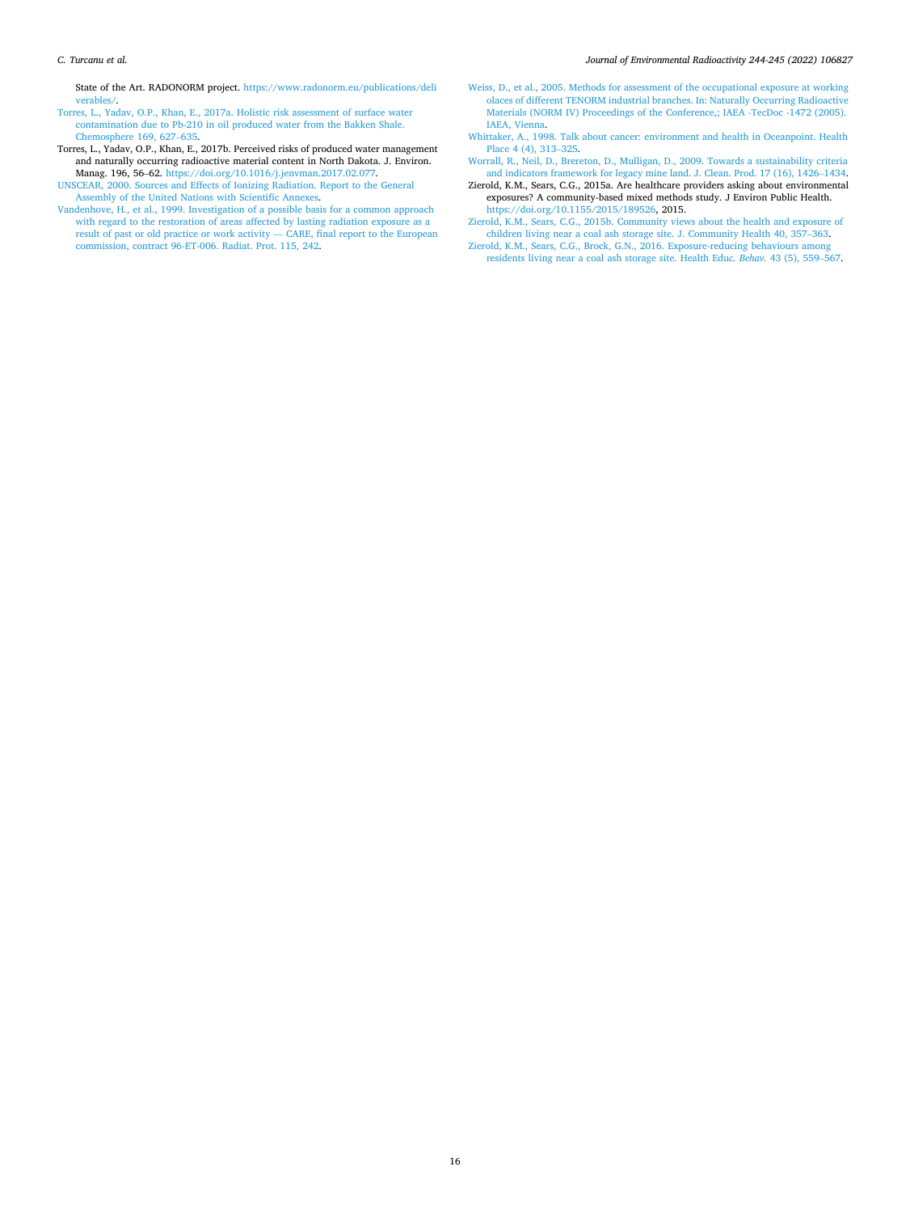State of the Art. RADONORM project. https://www.radonorm.eu/publications/deliverables/.

Torres, L., Yadav, O.P., Khan, E., 2017a. Holistic risk assessment of surface water contamination due to Pb-210 in oil produced water from the Bakken Shale. Chemosphere 169, 627–635.

Torres, L., Yadav, O.P., Khan, E., 2017b. Perceived risks of produced water management and naturally occurring radioactive material content in North Dakota. J. Environ. Manag. 196, 56–62. https://doi.org/10.1016/j.jenvman.2017.02.077.

UNSCEAR, 2000. Sources and Effects of Ionizing Radiation. Report to the General Assembly of the United Nations with Scientific Annexes.

Vandenhove, H., et al., 1999. Investigation of a possible basis for a common approach with regard to the restoration of areas affected by lasting radiation exposure as a result of past or old practice or work activity — CARE, final report to the European commission, contract 96-ET-006. Radiat. Prot. 115, 242.

Weiss, D., et al., 2005. Methods for assessment of the occupational exposure at working olaces of different TENORM industrial branches. In: Naturally Occurring Radioactive Materials (NORM IV) Proceedings of the Conference,; IAEA -TecDoc -1472 (2005). IAEA, Vienna.

Whittaker, A., 1998. Talk about cancer: environment and health in Oceanpoint. Health Place 4 (4), 313–325.

Worrall, R., Neil, D., Brereton, D., Mulligan, D., 2009. Towards a sustainability criteria and indicators framework for legacy mine land. J. Clean. Prod. 17 (16), 1426–1434.

Zierold, K.M., Sears, C.G., 2015a. Are healthcare providers asking about environmental exposures? A community-based mixed methods study. J Environ Public Health. https://doi.org/10.1155/2015/189526, 2015.

Zierold, K.M., Sears, C.G., 2015b. Community views about the health and exposure of children living near a coal ash storage site. J. Community Health 40, 357–363.

Zierold, K.M., Sears, C.G., Brock, G.N., 2016. Exposure-reducing behaviours among residents living near a coal ash storage site. Health Educ. *Behav.* 43 (5), 559–567.